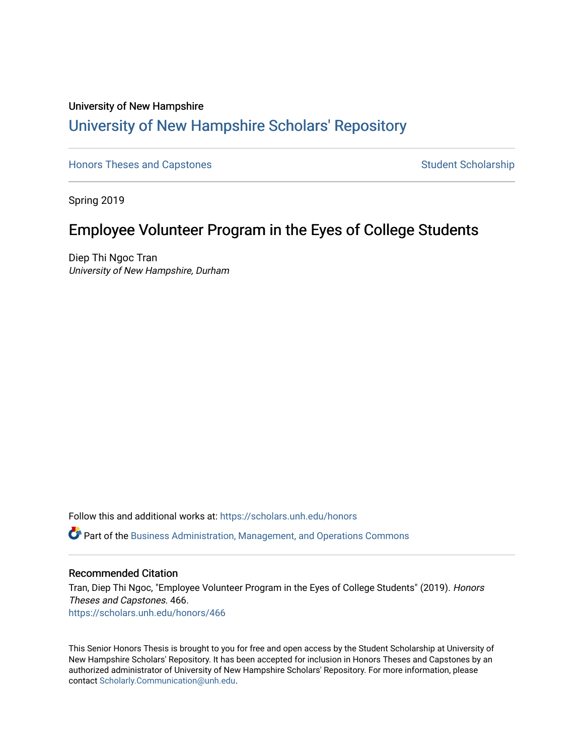University of New Hampshire

# University of New Hampshire Scholars' Repository

Honors Theses and Capstones

Student Scholarship

Spring 2019

## Employee Volunteer Program in the Eyes of College Students

Diep Thi Ngoc Tran

*University of New Hampshire, Durham*

Follow this and additional works at: https://scholars.unh.edu/honors

Part of the Business Administration, Management, and Operations Commons

### Recommended Citation

Tran, Diep Thi Ngoc, "Employee Volunteer Program in the Eyes of College Students" (2019). *Honors Theses and Capstones*. 466.

https://scholars.unh.edu/honors/466

This Senior Honors Thesis is brought to you for free and open access by the Student Scholarship at University of New Hampshire Scholars' Repository. It has been accepted for inclusion in Honors Theses and Capstones by an authorized administrator of University of New Hampshire Scholars' Repository. For more information, please contact Scholarly.Communication@unh.edu.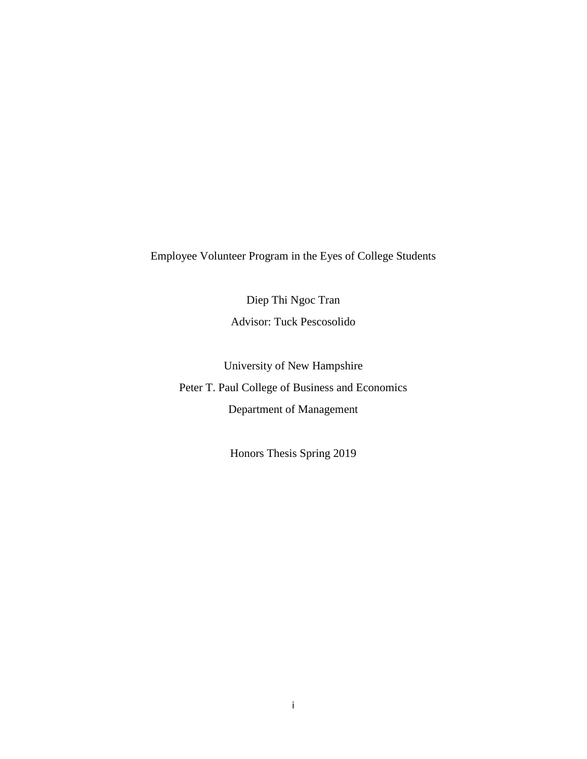# Employee Volunteer Program in the Eyes of College Students

Diep Thi Ngoc Tran

Advisor: Tuck Pescosolido

University of New Hampshire

Peter T. Paul College of Business and Economics

Department of Management

Honors Thesis Spring 2019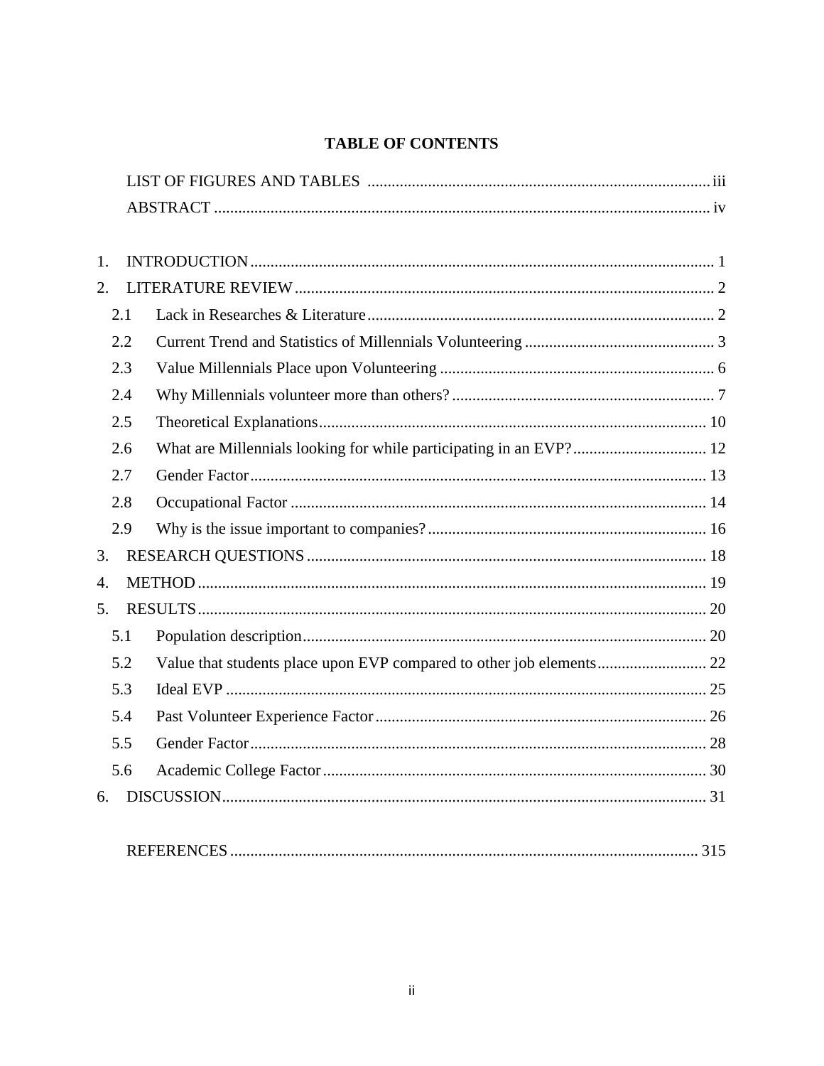# TABLE OF CONTENTS

LIST OF FIGURES AND TABLES ........ iii

ABSTRACT ........ iv

1. INTRODUCTION ........ 1
2. LITERATURE REVIEW ........ 2
   - 2.1 Lack in Researches & Literature ........ 2
   - 2.2 Current Trend and Statistics of Millennials Volunteering ........ 3
   - 2.3 Value Millennials Place upon Volunteering ........ 6
   - 2.4 Why Millennials volunteer more than others? ........ 7
   - 2.5 Theoretical Explanations ........ 10
   - 2.6 What are Millennials looking for while participating in an EVP? ........ 12
   - 2.7 Gender Factor ........ 13
   - 2.8 Occupational Factor ........ 14
   - 2.9 Why is the issue important to companies? ........ 16
3. RESEARCH QUESTIONS ........ 18
4. METHOD ........ 19
5. RESULTS ........ 20
   - 5.1 Population description ........ 20
   - 5.2 Value that students place upon EVP compared to other job elements ........ 22
   - 5.3 Ideal EVP ........ 25
   - 5.4 Past Volunteer Experience Factor ........ 26
   - 5.5 Gender Factor ........ 28
   - 5.6 Academic College Factor ........ 30
6. DISCUSSION ........ 31

REFERENCES ........ 315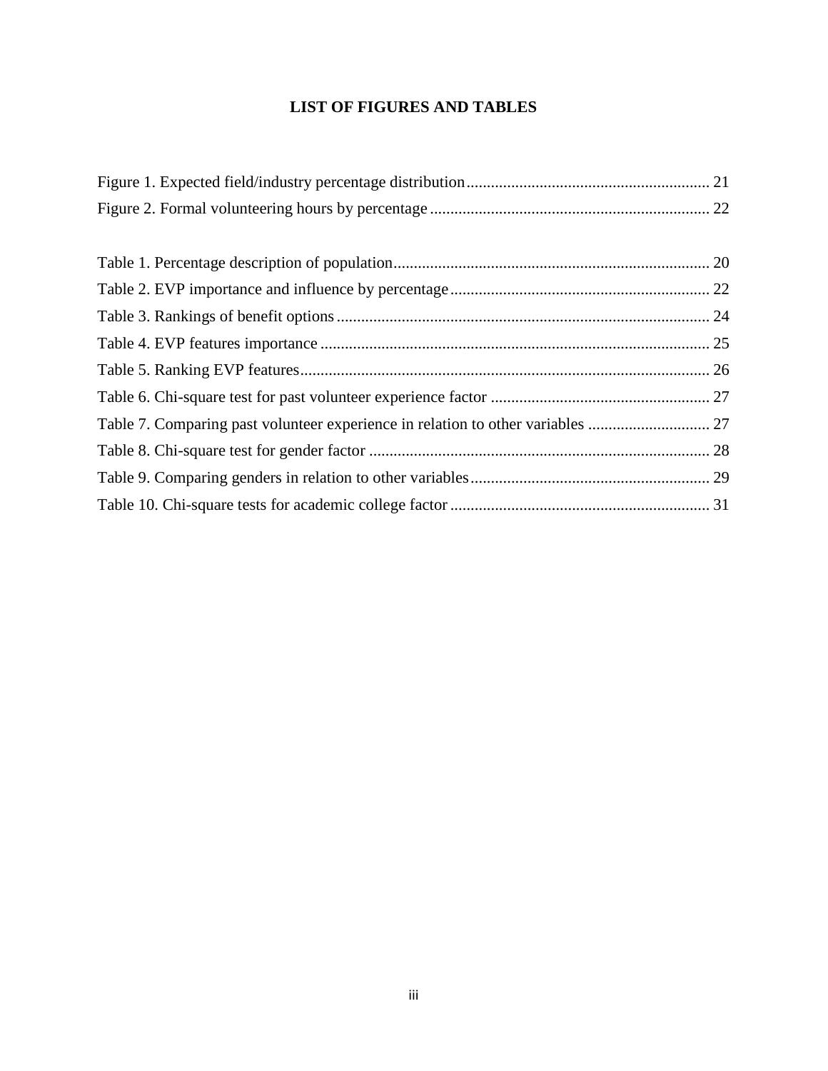# LIST OF FIGURES AND TABLES

Figure 1. Expected field/industry percentage distribution ........................................................... 21
Figure 2. Formal volunteering hours by percentage ..................................................................... 22

Table 1. Percentage description of population ............................................................................. 20
Table 2. EVP importance and influence by percentage ................................................................ 22
Table 3. Rankings of benefit options ............................................................................................ 24
Table 4. EVP features importance ................................................................................................ 25
Table 5. Ranking EVP features ..................................................................................................... 26
Table 6. Chi-square test for past volunteer experience factor ...................................................... 27
Table 7. Comparing past volunteer experience in relation to other variables .............................. 27
Table 8. Chi-square test for gender factor .................................................................................... 28
Table 9. Comparing genders in relation to other variables ........................................................... 29
Table 10. Chi-square tests for academic college factor ................................................................ 31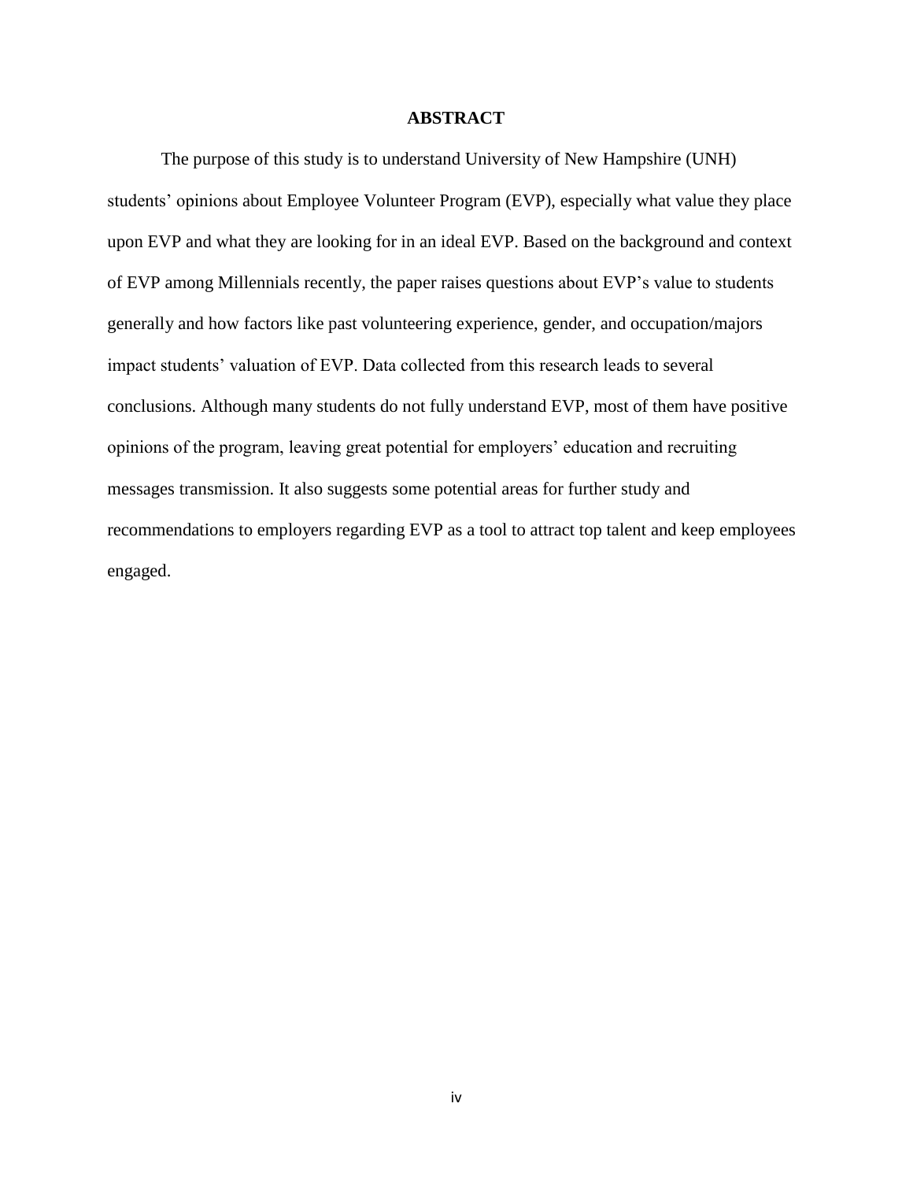# ABSTRACT

The purpose of this study is to understand University of New Hampshire (UNH) students' opinions about Employee Volunteer Program (EVP), especially what value they place upon EVP and what they are looking for in an ideal EVP. Based on the background and context of EVP among Millennials recently, the paper raises questions about EVP's value to students generally and how factors like past volunteering experience, gender, and occupation/majors impact students' valuation of EVP. Data collected from this research leads to several conclusions. Although many students do not fully understand EVP, most of them have positive opinions of the program, leaving great potential for employers' education and recruiting messages transmission. It also suggests some potential areas for further study and recommendations to employers regarding EVP as a tool to attract top talent and keep employees engaged.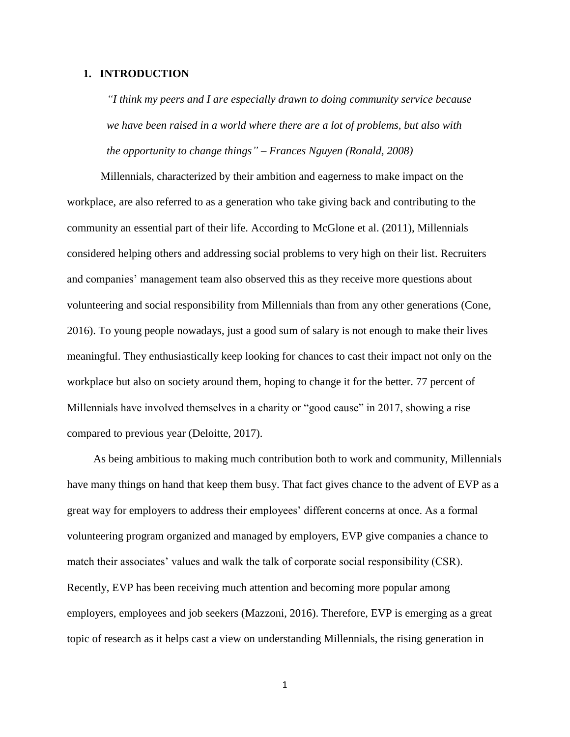# 1. INTRODUCTION

> *"I think my peers and I are especially drawn to doing community service because we have been raised in a world where there are a lot of problems, but also with the opportunity to change things" – Frances Nguyen (Ronald, 2008)*

Millennials, characterized by their ambition and eagerness to make impact on the workplace, are also referred to as a generation who take giving back and contributing to the community an essential part of their life. According to McGlone et al. (2011), Millennials considered helping others and addressing social problems to very high on their list. Recruiters and companies' management team also observed this as they receive more questions about volunteering and social responsibility from Millennials than from any other generations (Cone, 2016). To young people nowadays, just a good sum of salary is not enough to make their lives meaningful. They enthusiastically keep looking for chances to cast their impact not only on the workplace but also on society around them, hoping to change it for the better. 77 percent of Millennials have involved themselves in a charity or "good cause" in 2017, showing a rise compared to previous year (Deloitte, 2017).

As being ambitious to making much contribution both to work and community, Millennials have many things on hand that keep them busy. That fact gives chance to the advent of EVP as a great way for employers to address their employees' different concerns at once. As a formal volunteering program organized and managed by employers, EVP give companies a chance to match their associates' values and walk the talk of corporate social responsibility (CSR). Recently, EVP has been receiving much attention and becoming more popular among employers, employees and job seekers (Mazzoni, 2016). Therefore, EVP is emerging as a great topic of research as it helps cast a view on understanding Millennials, the rising generation in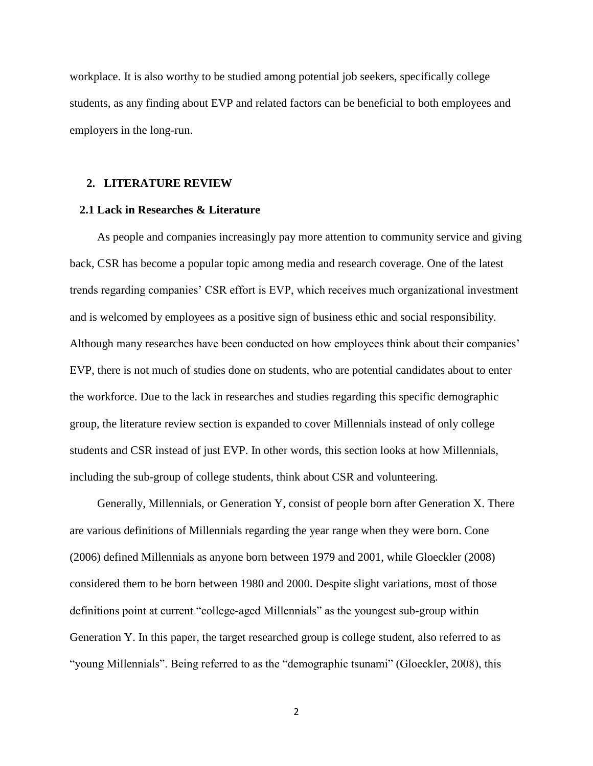workplace. It is also worthy to be studied among potential job seekers, specifically college students, as any finding about EVP and related factors can be beneficial to both employees and employers in the long-run.

## 2. LITERATURE REVIEW

### 2.1 Lack in Researches & Literature

As people and companies increasingly pay more attention to community service and giving back, CSR has become a popular topic among media and research coverage. One of the latest trends regarding companies' CSR effort is EVP, which receives much organizational investment and is welcomed by employees as a positive sign of business ethic and social responsibility. Although many researches have been conducted on how employees think about their companies' EVP, there is not much of studies done on students, who are potential candidates about to enter the workforce. Due to the lack in researches and studies regarding this specific demographic group, the literature review section is expanded to cover Millennials instead of only college students and CSR instead of just EVP. In other words, this section looks at how Millennials, including the sub-group of college students, think about CSR and volunteering.

Generally, Millennials, or Generation Y, consist of people born after Generation X. There are various definitions of Millennials regarding the year range when they were born. Cone (2006) defined Millennials as anyone born between 1979 and 2001, while Gloeckler (2008) considered them to be born between 1980 and 2000. Despite slight variations, most of those definitions point at current "college-aged Millennials" as the youngest sub-group within Generation Y. In this paper, the target researched group is college student, also referred to as "young Millennials". Being referred to as the "demographic tsunami" (Gloeckler, 2008), this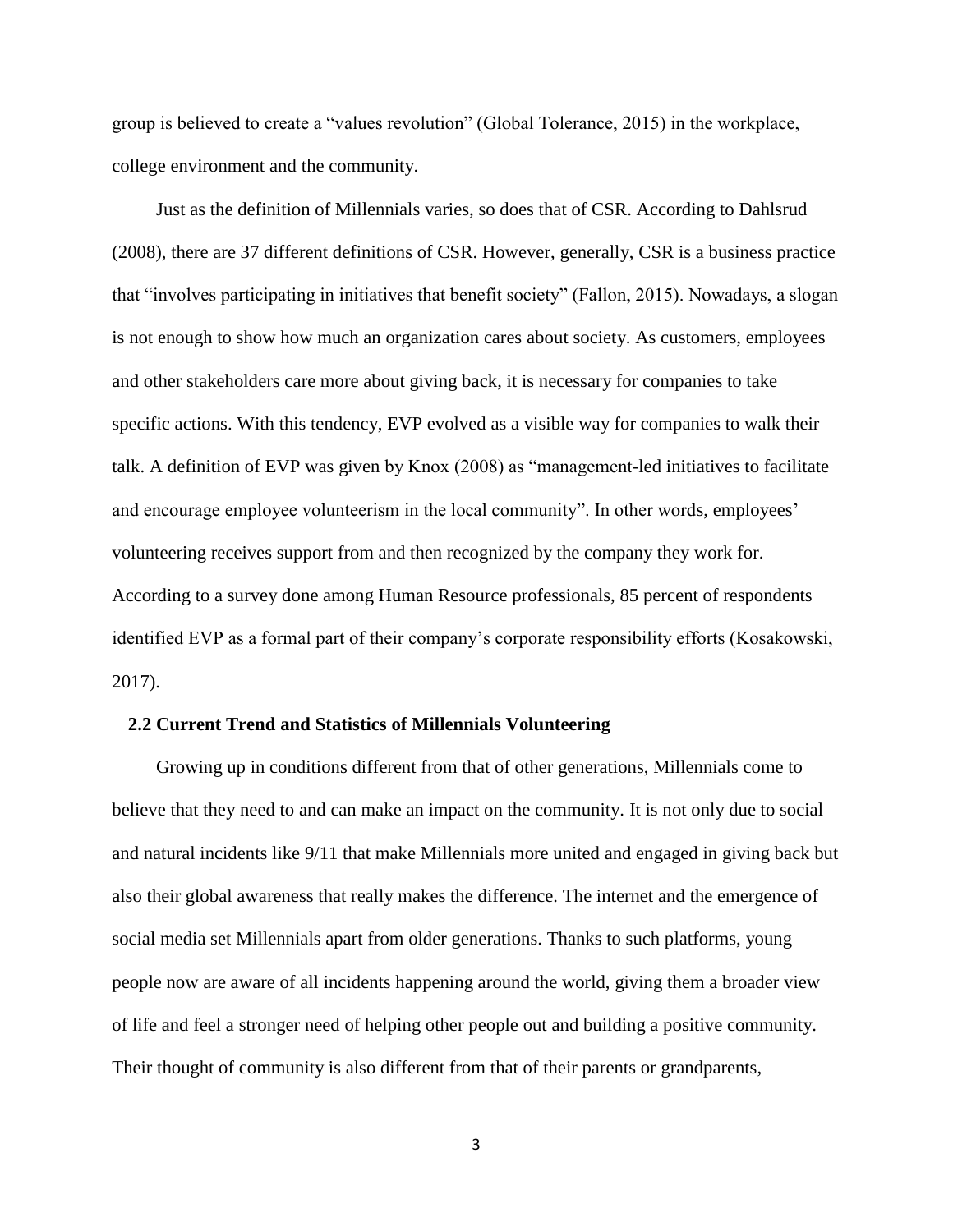group is believed to create a "values revolution" (Global Tolerance, 2015) in the workplace, college environment and the community.

Just as the definition of Millennials varies, so does that of CSR. According to Dahlsrud (2008), there are 37 different definitions of CSR. However, generally, CSR is a business practice that "involves participating in initiatives that benefit society" (Fallon, 2015). Nowadays, a slogan is not enough to show how much an organization cares about society. As customers, employees and other stakeholders care more about giving back, it is necessary for companies to take specific actions. With this tendency, EVP evolved as a visible way for companies to walk their talk. A definition of EVP was given by Knox (2008) as "management-led initiatives to facilitate and encourage employee volunteerism in the local community". In other words, employees' volunteering receives support from and then recognized by the company they work for. According to a survey done among Human Resource professionals, 85 percent of respondents identified EVP as a formal part of their company's corporate responsibility efforts (Kosakowski, 2017).

## 2.2 Current Trend and Statistics of Millennials Volunteering

Growing up in conditions different from that of other generations, Millennials come to believe that they need to and can make an impact on the community. It is not only due to social and natural incidents like 9/11 that make Millennials more united and engaged in giving back but also their global awareness that really makes the difference. The internet and the emergence of social media set Millennials apart from older generations. Thanks to such platforms, young people now are aware of all incidents happening around the world, giving them a broader view of life and feel a stronger need of helping other people out and building a positive community. Their thought of community is also different from that of their parents or grandparents,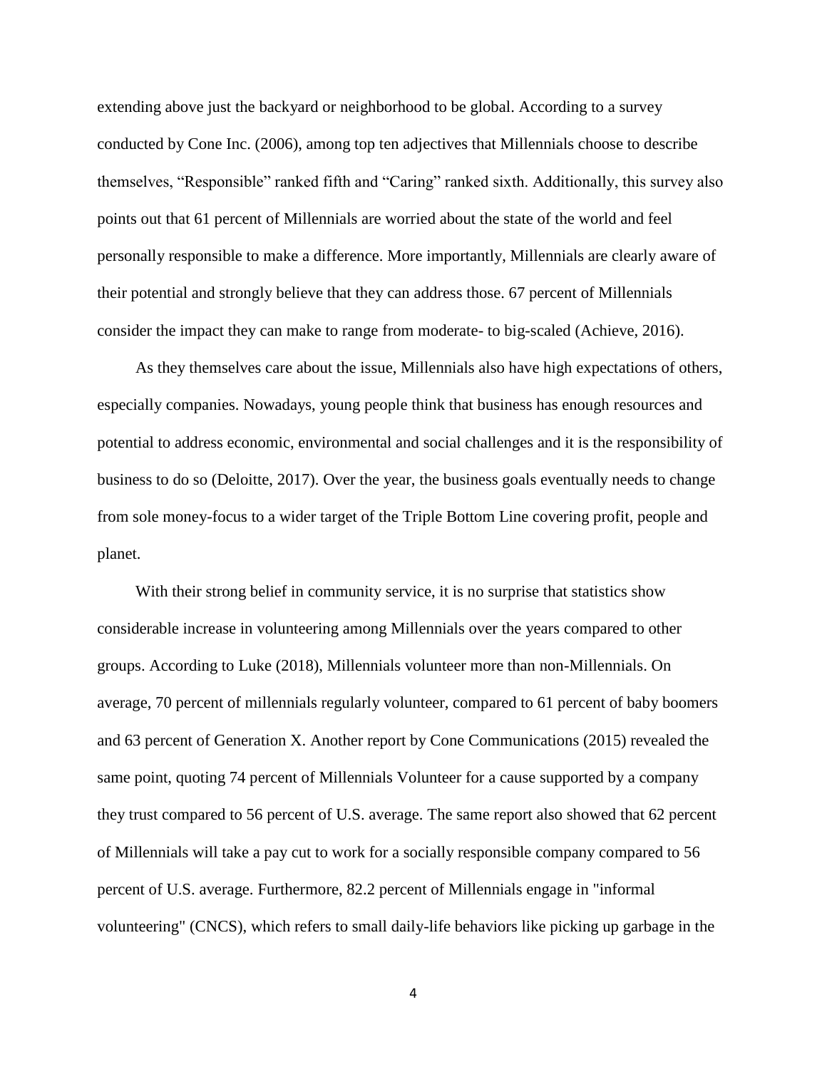extending above just the backyard or neighborhood to be global. According to a survey conducted by Cone Inc. (2006), among top ten adjectives that Millennials choose to describe themselves, "Responsible" ranked fifth and "Caring" ranked sixth. Additionally, this survey also points out that 61 percent of Millennials are worried about the state of the world and feel personally responsible to make a difference. More importantly, Millennials are clearly aware of their potential and strongly believe that they can address those. 67 percent of Millennials consider the impact they can make to range from moderate- to big-scaled (Achieve, 2016).

As they themselves care about the issue, Millennials also have high expectations of others, especially companies. Nowadays, young people think that business has enough resources and potential to address economic, environmental and social challenges and it is the responsibility of business to do so (Deloitte, 2017). Over the year, the business goals eventually needs to change from sole money-focus to a wider target of the Triple Bottom Line covering profit, people and planet.

With their strong belief in community service, it is no surprise that statistics show considerable increase in volunteering among Millennials over the years compared to other groups. According to Luke (2018), Millennials volunteer more than non-Millennials. On average, 70 percent of millennials regularly volunteer, compared to 61 percent of baby boomers and 63 percent of Generation X. Another report by Cone Communications (2015) revealed the same point, quoting 74 percent of Millennials Volunteer for a cause supported by a company they trust compared to 56 percent of U.S. average. The same report also showed that 62 percent of Millennials will take a pay cut to work for a socially responsible company compared to 56 percent of U.S. average. Furthermore, 82.2 percent of Millennials engage in "informal volunteering" (CNCS), which refers to small daily-life behaviors like picking up garbage in the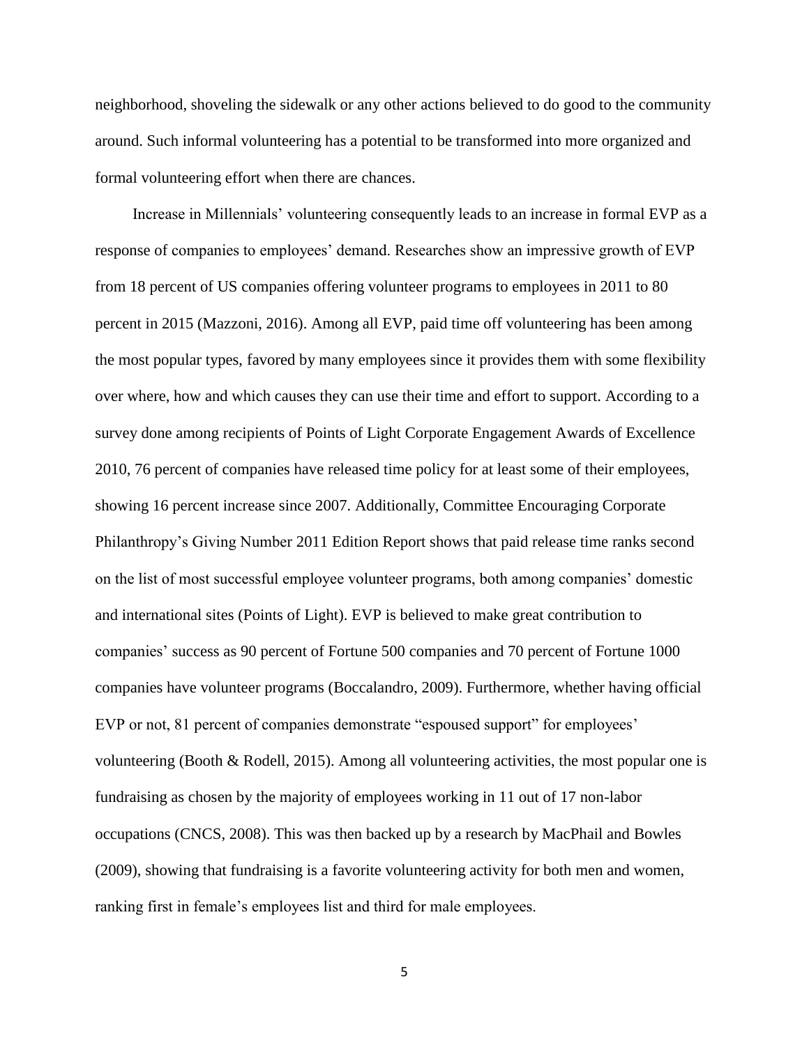neighborhood, shoveling the sidewalk or any other actions believed to do good to the community around. Such informal volunteering has a potential to be transformed into more organized and formal volunteering effort when there are chances.

Increase in Millennials' volunteering consequently leads to an increase in formal EVP as a response of companies to employees' demand. Researches show an impressive growth of EVP from 18 percent of US companies offering volunteer programs to employees in 2011 to 80 percent in 2015 (Mazzoni, 2016). Among all EVP, paid time off volunteering has been among the most popular types, favored by many employees since it provides them with some flexibility over where, how and which causes they can use their time and effort to support. According to a survey done among recipients of Points of Light Corporate Engagement Awards of Excellence 2010, 76 percent of companies have released time policy for at least some of their employees, showing 16 percent increase since 2007. Additionally, Committee Encouraging Corporate Philanthropy's Giving Number 2011 Edition Report shows that paid release time ranks second on the list of most successful employee volunteer programs, both among companies' domestic and international sites (Points of Light). EVP is believed to make great contribution to companies' success as 90 percent of Fortune 500 companies and 70 percent of Fortune 1000 companies have volunteer programs (Boccalandro, 2009). Furthermore, whether having official EVP or not, 81 percent of companies demonstrate "espoused support" for employees' volunteering (Booth & Rodell, 2015). Among all volunteering activities, the most popular one is fundraising as chosen by the majority of employees working in 11 out of 17 non-labor occupations (CNCS, 2008). This was then backed up by a research by MacPhail and Bowles (2009), showing that fundraising is a favorite volunteering activity for both men and women, ranking first in female's employees list and third for male employees.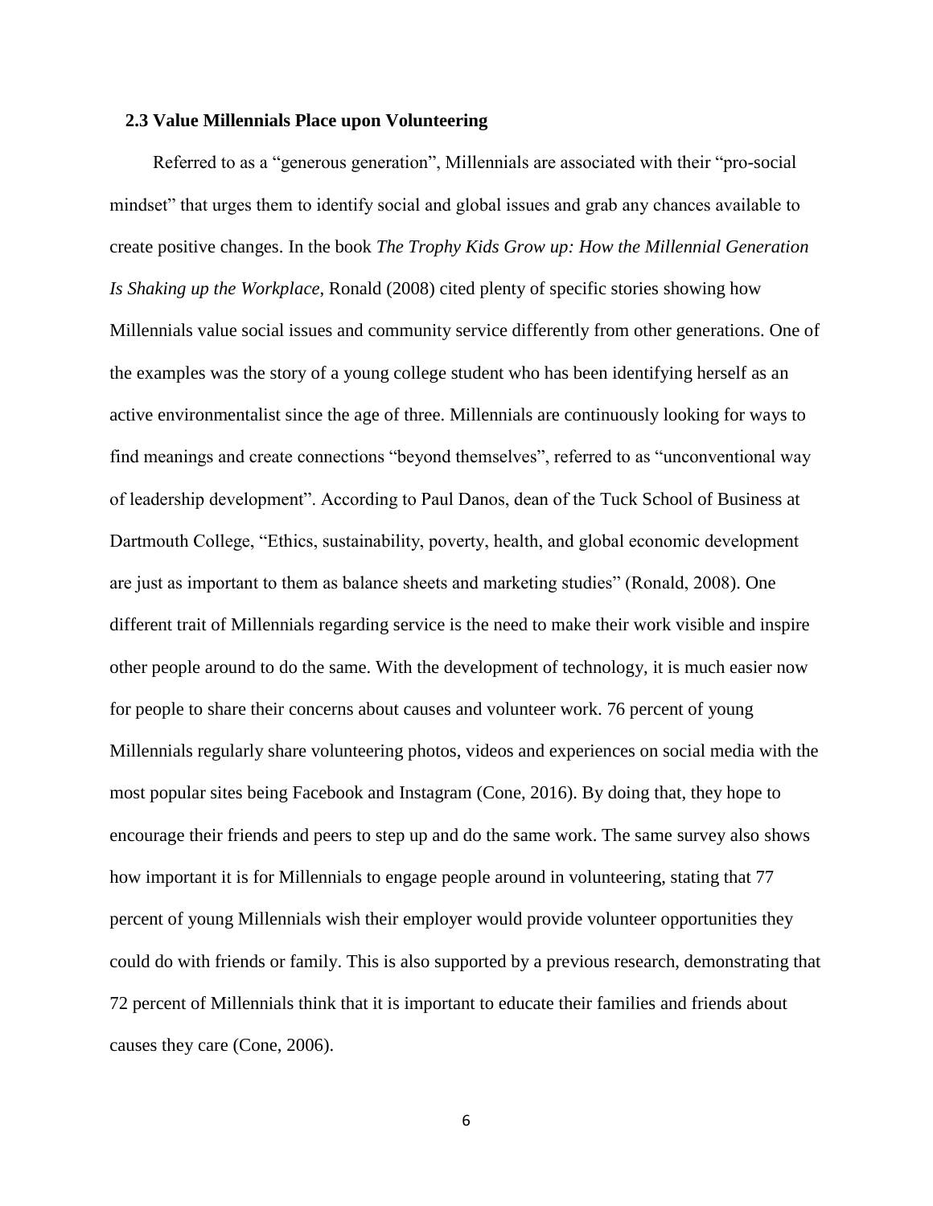### 2.3 Value Millennials Place upon Volunteering

Referred to as a “generous generation”, Millennials are associated with their “pro-social mindset” that urges them to identify social and global issues and grab any chances available to create positive changes. In the book *The Trophy Kids Grow up: How the Millennial Generation Is Shaking up the Workplace*, Ronald (2008) cited plenty of specific stories showing how Millennials value social issues and community service differently from other generations. One of the examples was the story of a young college student who has been identifying herself as an active environmentalist since the age of three. Millennials are continuously looking for ways to find meanings and create connections “beyond themselves”, referred to as “unconventional way of leadership development”. According to Paul Danos, dean of the Tuck School of Business at Dartmouth College, “Ethics, sustainability, poverty, health, and global economic development are just as important to them as balance sheets and marketing studies” (Ronald, 2008). One different trait of Millennials regarding service is the need to make their work visible and inspire other people around to do the same. With the development of technology, it is much easier now for people to share their concerns about causes and volunteer work. 76 percent of young Millennials regularly share volunteering photos, videos and experiences on social media with the most popular sites being Facebook and Instagram (Cone, 2016). By doing that, they hope to encourage their friends and peers to step up and do the same work. The same survey also shows how important it is for Millennials to engage people around in volunteering, stating that 77 percent of young Millennials wish their employer would provide volunteer opportunities they could do with friends or family. This is also supported by a previous research, demonstrating that 72 percent of Millennials think that it is important to educate their families and friends about causes they care (Cone, 2006).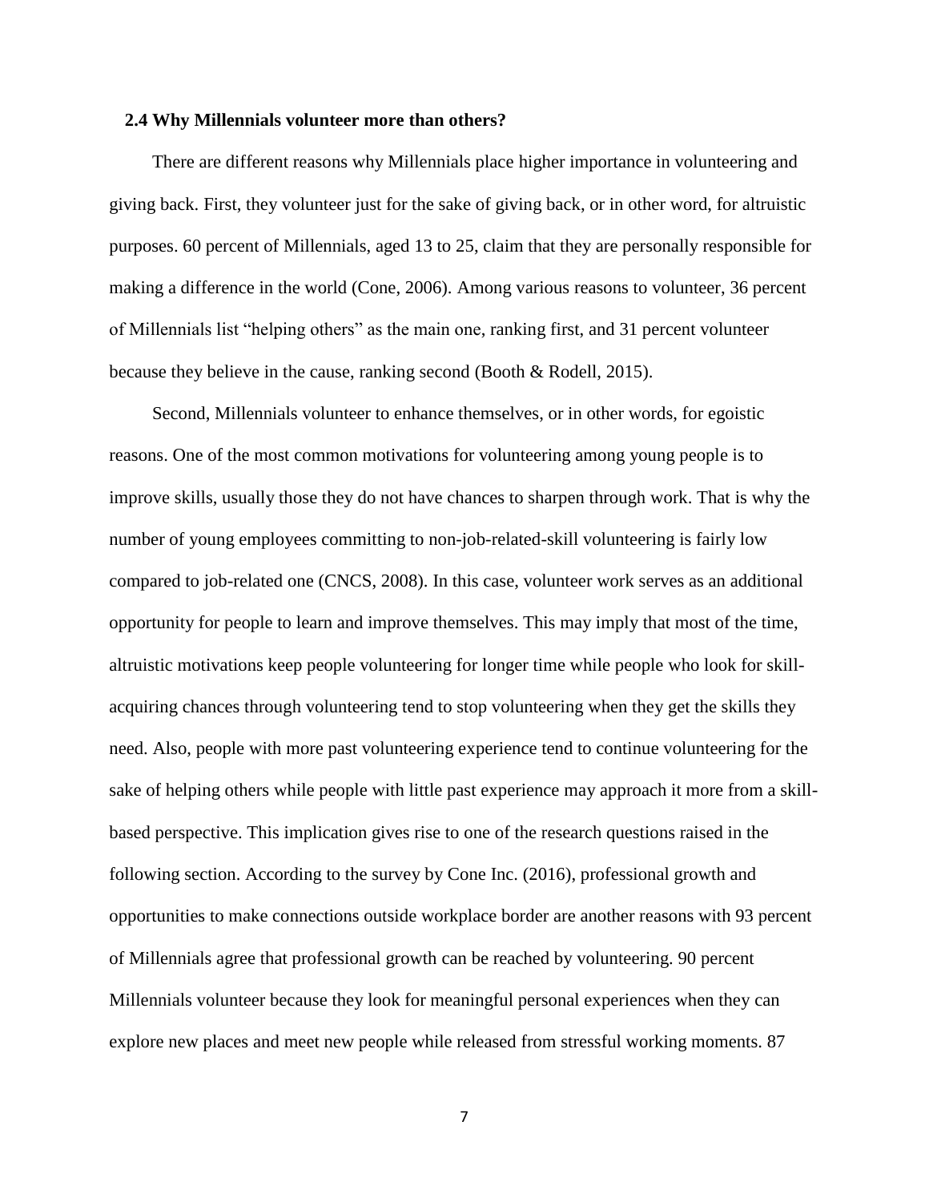### 2.4 Why Millennials volunteer more than others?

There are different reasons why Millennials place higher importance in volunteering and giving back. First, they volunteer just for the sake of giving back, or in other word, for altruistic purposes. 60 percent of Millennials, aged 13 to 25, claim that they are personally responsible for making a difference in the world (Cone, 2006). Among various reasons to volunteer, 36 percent of Millennials list "helping others" as the main one, ranking first, and 31 percent volunteer because they believe in the cause, ranking second (Booth & Rodell, 2015).

Second, Millennials volunteer to enhance themselves, or in other words, for egoistic reasons. One of the most common motivations for volunteering among young people is to improve skills, usually those they do not have chances to sharpen through work. That is why the number of young employees committing to non-job-related-skill volunteering is fairly low compared to job-related one (CNCS, 2008). In this case, volunteer work serves as an additional opportunity for people to learn and improve themselves. This may imply that most of the time, altruistic motivations keep people volunteering for longer time while people who look for skill-acquiring chances through volunteering tend to stop volunteering when they get the skills they need. Also, people with more past volunteering experience tend to continue volunteering for the sake of helping others while people with little past experience may approach it more from a skill-based perspective. This implication gives rise to one of the research questions raised in the following section. According to the survey by Cone Inc. (2016), professional growth and opportunities to make connections outside workplace border are another reasons with 93 percent of Millennials agree that professional growth can be reached by volunteering. 90 percent Millennials volunteer because they look for meaningful personal experiences when they can explore new places and meet new people while released from stressful working moments. 87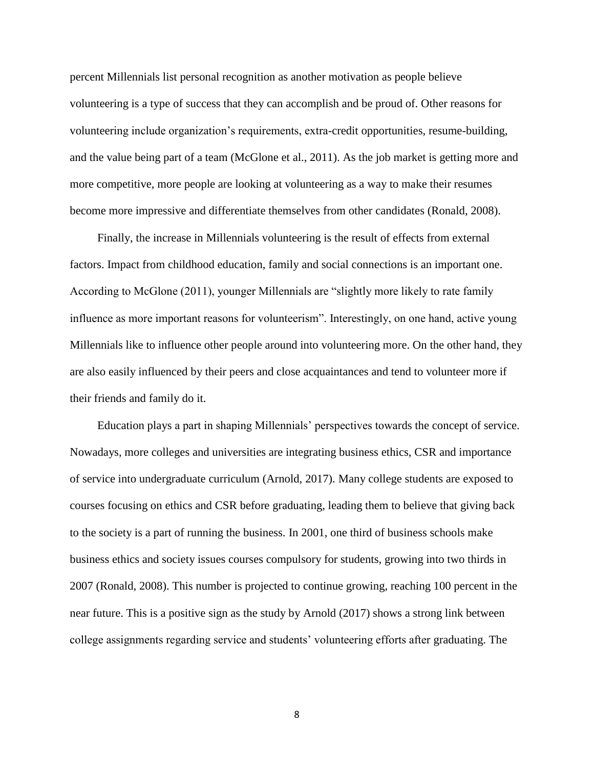percent Millennials list personal recognition as another motivation as people believe volunteering is a type of success that they can accomplish and be proud of. Other reasons for volunteering include organization's requirements, extra-credit opportunities, resume-building, and the value being part of a team (McGlone et al., 2011). As the job market is getting more and more competitive, more people are looking at volunteering as a way to make their resumes become more impressive and differentiate themselves from other candidates (Ronald, 2008).

Finally, the increase in Millennials volunteering is the result of effects from external factors. Impact from childhood education, family and social connections is an important one. According to McGlone (2011), younger Millennials are "slightly more likely to rate family influence as more important reasons for volunteerism". Interestingly, on one hand, active young Millennials like to influence other people around into volunteering more. On the other hand, they are also easily influenced by their peers and close acquaintances and tend to volunteer more if their friends and family do it.

Education plays a part in shaping Millennials' perspectives towards the concept of service. Nowadays, more colleges and universities are integrating business ethics, CSR and importance of service into undergraduate curriculum (Arnold, 2017). Many college students are exposed to courses focusing on ethics and CSR before graduating, leading them to believe that giving back to the society is a part of running the business. In 2001, one third of business schools make business ethics and society issues courses compulsory for students, growing into two thirds in 2007 (Ronald, 2008). This number is projected to continue growing, reaching 100 percent in the near future. This is a positive sign as the study by Arnold (2017) shows a strong link between college assignments regarding service and students' volunteering efforts after graduating. The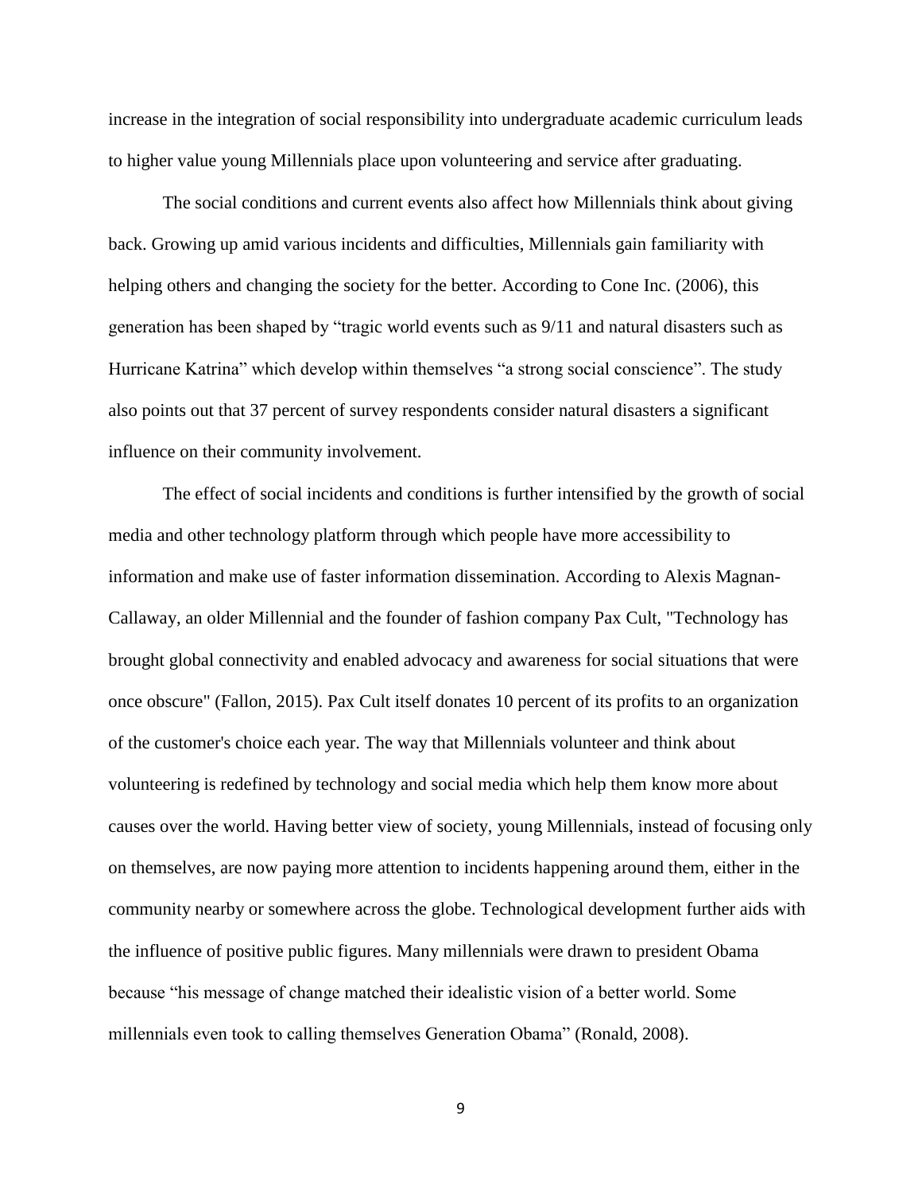increase in the integration of social responsibility into undergraduate academic curriculum leads to higher value young Millennials place upon volunteering and service after graduating.

The social conditions and current events also affect how Millennials think about giving back. Growing up amid various incidents and difficulties, Millennials gain familiarity with helping others and changing the society for the better. According to Cone Inc. (2006), this generation has been shaped by "tragic world events such as 9/11 and natural disasters such as Hurricane Katrina" which develop within themselves "a strong social conscience". The study also points out that 37 percent of survey respondents consider natural disasters a significant influence on their community involvement.

The effect of social incidents and conditions is further intensified by the growth of social media and other technology platform through which people have more accessibility to information and make use of faster information dissemination. According to Alexis Magnan-Callaway, an older Millennial and the founder of fashion company Pax Cult, "Technology has brought global connectivity and enabled advocacy and awareness for social situations that were once obscure" (Fallon, 2015). Pax Cult itself donates 10 percent of its profits to an organization of the customer's choice each year. The way that Millennials volunteer and think about volunteering is redefined by technology and social media which help them know more about causes over the world. Having better view of society, young Millennials, instead of focusing only on themselves, are now paying more attention to incidents happening around them, either in the community nearby or somewhere across the globe. Technological development further aids with the influence of positive public figures. Many millennials were drawn to president Obama because "his message of change matched their idealistic vision of a better world. Some millennials even took to calling themselves Generation Obama" (Ronald, 2008).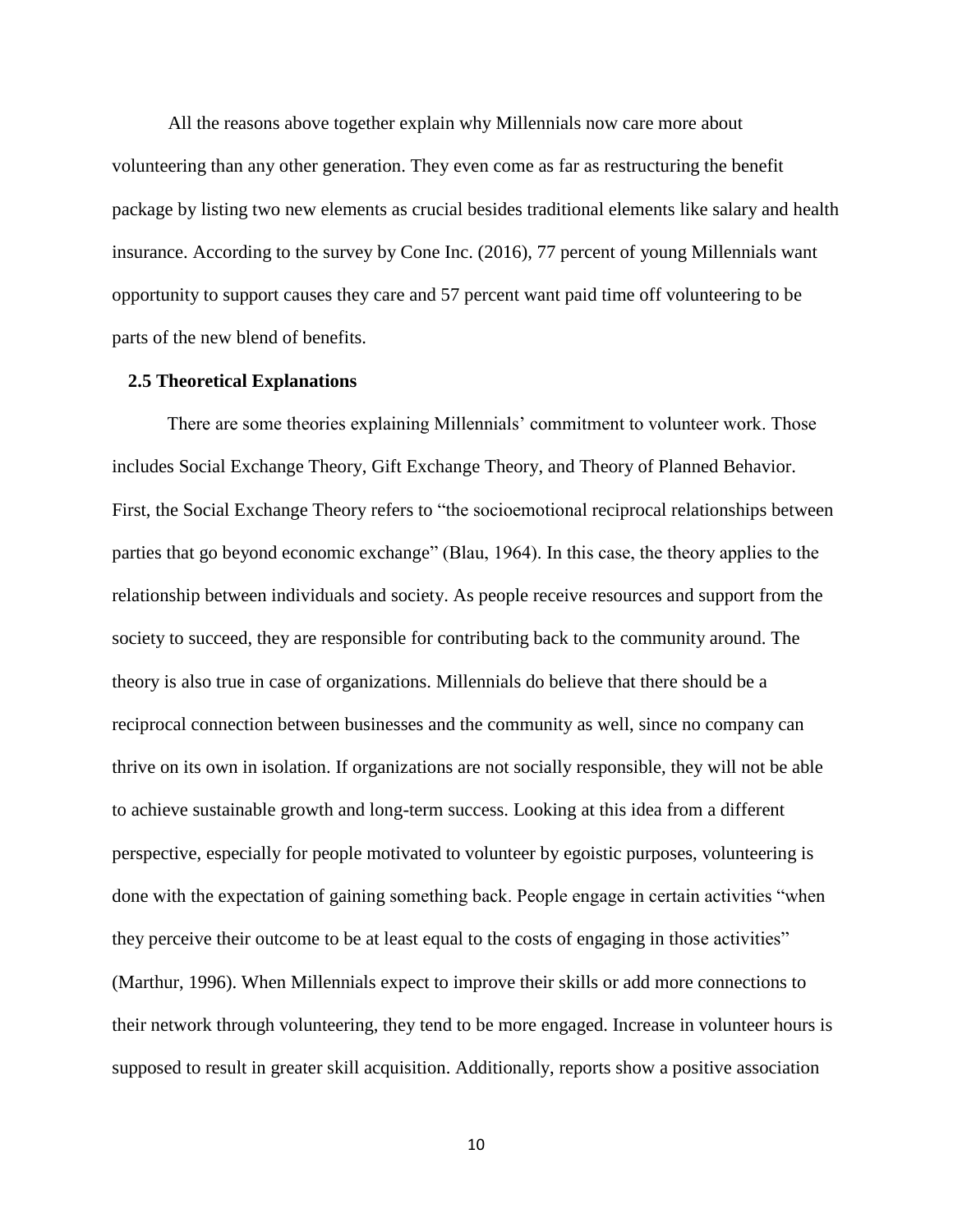All the reasons above together explain why Millennials now care more about volunteering than any other generation. They even come as far as restructuring the benefit package by listing two new elements as crucial besides traditional elements like salary and health insurance. According to the survey by Cone Inc. (2016), 77 percent of young Millennials want opportunity to support causes they care and 57 percent want paid time off volunteering to be parts of the new blend of benefits.

### 2.5 Theoretical Explanations

There are some theories explaining Millennials' commitment to volunteer work. Those includes Social Exchange Theory, Gift Exchange Theory, and Theory of Planned Behavior. First, the Social Exchange Theory refers to "the socioemotional reciprocal relationships between parties that go beyond economic exchange" (Blau, 1964). In this case, the theory applies to the relationship between individuals and society. As people receive resources and support from the society to succeed, they are responsible for contributing back to the community around. The theory is also true in case of organizations. Millennials do believe that there should be a reciprocal connection between businesses and the community as well, since no company can thrive on its own in isolation. If organizations are not socially responsible, they will not be able to achieve sustainable growth and long-term success. Looking at this idea from a different perspective, especially for people motivated to volunteer by egoistic purposes, volunteering is done with the expectation of gaining something back. People engage in certain activities "when they perceive their outcome to be at least equal to the costs of engaging in those activities" (Marthur, 1996). When Millennials expect to improve their skills or add more connections to their network through volunteering, they tend to be more engaged. Increase in volunteer hours is supposed to result in greater skill acquisition. Additionally, reports show a positive association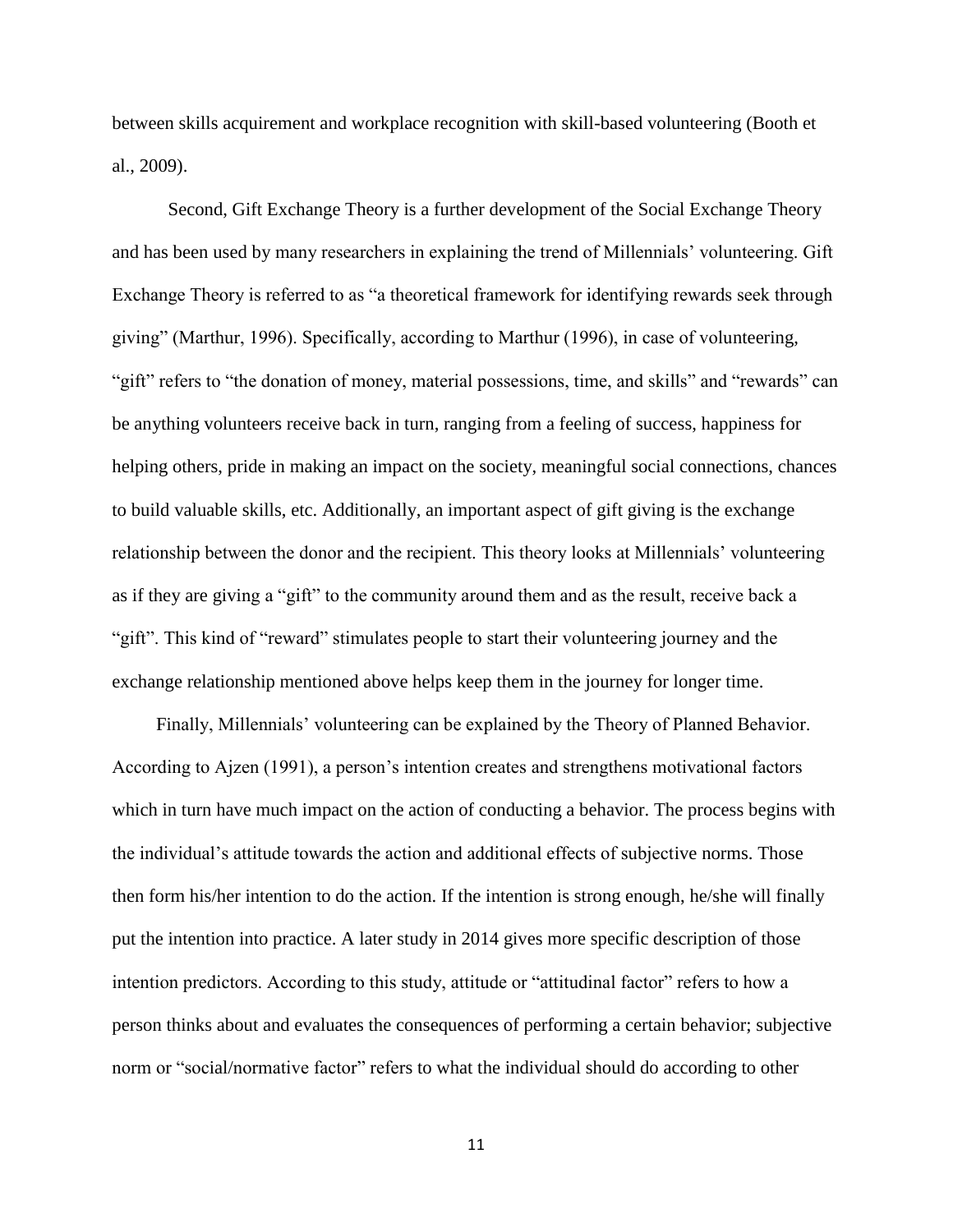between skills acquirement and workplace recognition with skill-based volunteering (Booth et al., 2009).

Second, Gift Exchange Theory is a further development of the Social Exchange Theory and has been used by many researchers in explaining the trend of Millennials' volunteering. Gift Exchange Theory is referred to as "a theoretical framework for identifying rewards seek through giving" (Marthur, 1996). Specifically, according to Marthur (1996), in case of volunteering, "gift" refers to "the donation of money, material possessions, time, and skills" and "rewards" can be anything volunteers receive back in turn, ranging from a feeling of success, happiness for helping others, pride in making an impact on the society, meaningful social connections, chances to build valuable skills, etc. Additionally, an important aspect of gift giving is the exchange relationship between the donor and the recipient. This theory looks at Millennials' volunteering as if they are giving a "gift" to the community around them and as the result, receive back a "gift". This kind of "reward" stimulates people to start their volunteering journey and the exchange relationship mentioned above helps keep them in the journey for longer time.

Finally, Millennials' volunteering can be explained by the Theory of Planned Behavior. According to Ajzen (1991), a person's intention creates and strengthens motivational factors which in turn have much impact on the action of conducting a behavior. The process begins with the individual's attitude towards the action and additional effects of subjective norms. Those then form his/her intention to do the action. If the intention is strong enough, he/she will finally put the intention into practice. A later study in 2014 gives more specific description of those intention predictors. According to this study, attitude or "attitudinal factor" refers to how a person thinks about and evaluates the consequences of performing a certain behavior; subjective norm or "social/normative factor" refers to what the individual should do according to other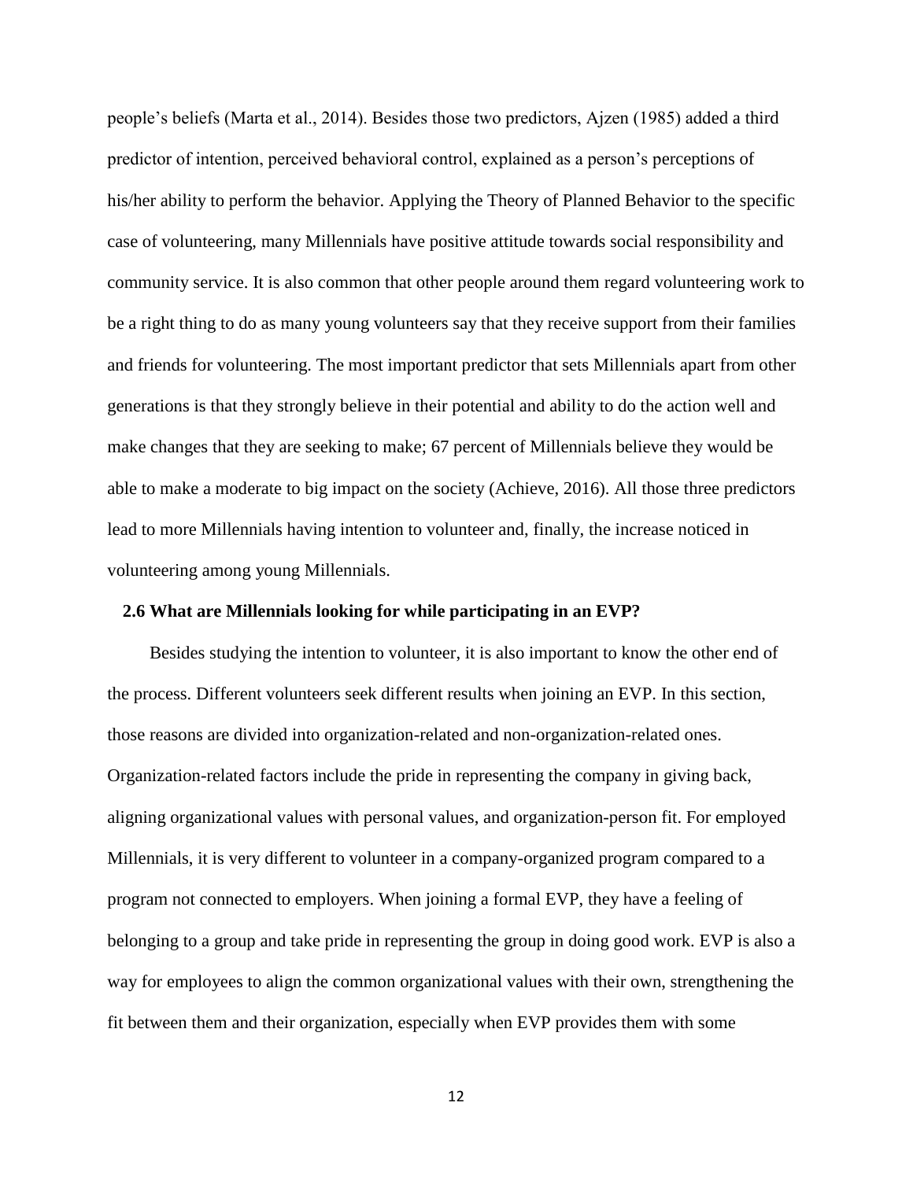people's beliefs (Marta et al., 2014). Besides those two predictors, Ajzen (1985) added a third predictor of intention, perceived behavioral control, explained as a person's perceptions of his/her ability to perform the behavior. Applying the Theory of Planned Behavior to the specific case of volunteering, many Millennials have positive attitude towards social responsibility and community service. It is also common that other people around them regard volunteering work to be a right thing to do as many young volunteers say that they receive support from their families and friends for volunteering. The most important predictor that sets Millennials apart from other generations is that they strongly believe in their potential and ability to do the action well and make changes that they are seeking to make; 67 percent of Millennials believe they would be able to make a moderate to big impact on the society (Achieve, 2016). All those three predictors lead to more Millennials having intention to volunteer and, finally, the increase noticed in volunteering among young Millennials.

### 2.6 What are Millennials looking for while participating in an EVP?

Besides studying the intention to volunteer, it is also important to know the other end of the process. Different volunteers seek different results when joining an EVP. In this section, those reasons are divided into organization-related and non-organization-related ones. Organization-related factors include the pride in representing the company in giving back, aligning organizational values with personal values, and organization-person fit. For employed Millennials, it is very different to volunteer in a company-organized program compared to a program not connected to employers. When joining a formal EVP, they have a feeling of belonging to a group and take pride in representing the group in doing good work. EVP is also a way for employees to align the common organizational values with their own, strengthening the fit between them and their organization, especially when EVP provides them with some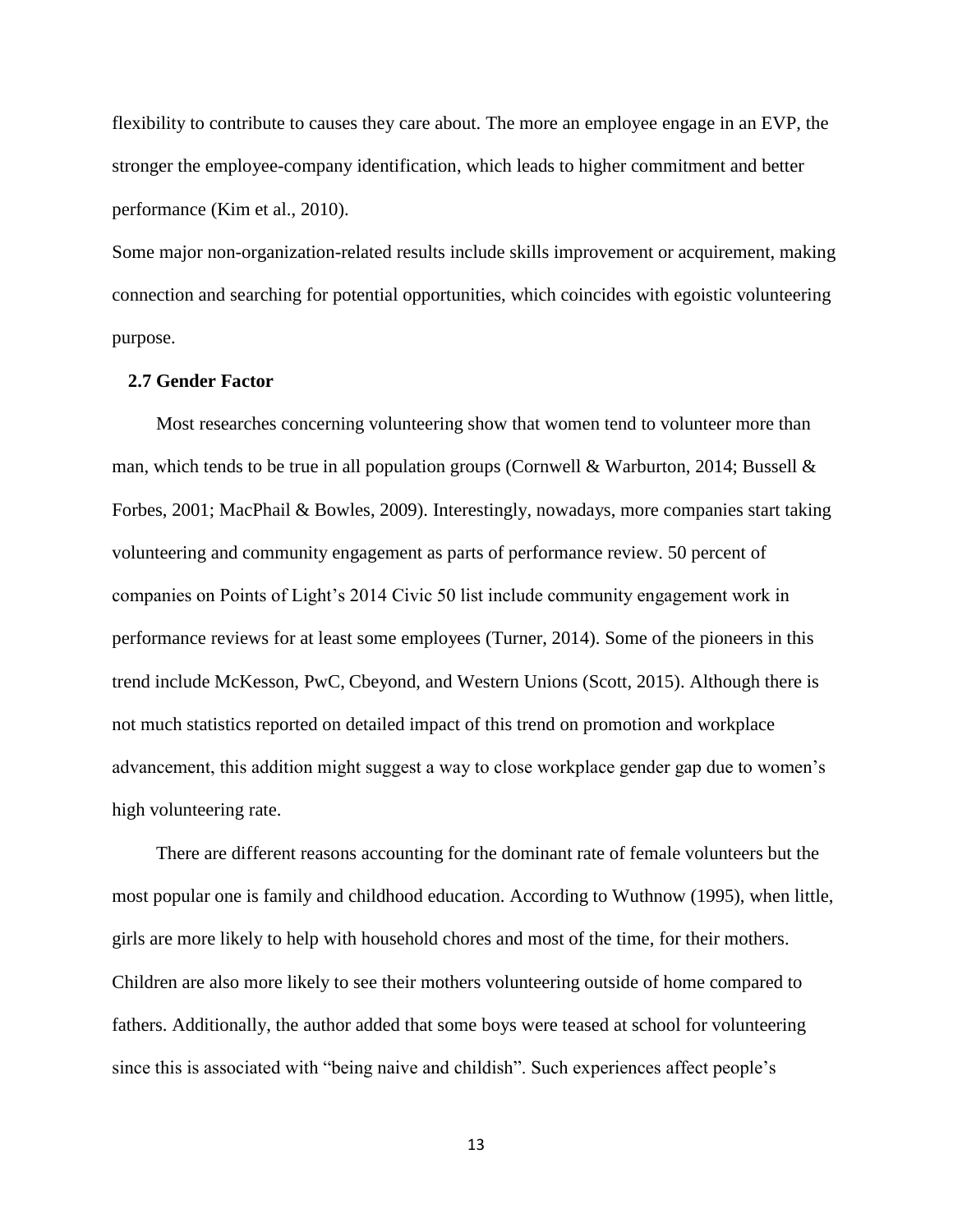flexibility to contribute to causes they care about. The more an employee engage in an EVP, the stronger the employee-company identification, which leads to higher commitment and better performance (Kim et al., 2010).

Some major non-organization-related results include skills improvement or acquirement, making connection and searching for potential opportunities, which coincides with egoistic volunteering purpose.

## 2.7 Gender Factor

Most researches concerning volunteering show that women tend to volunteer more than man, which tends to be true in all population groups (Cornwell & Warburton, 2014; Bussell & Forbes, 2001; MacPhail & Bowles, 2009). Interestingly, nowadays, more companies start taking volunteering and community engagement as parts of performance review. 50 percent of companies on Points of Light's 2014 Civic 50 list include community engagement work in performance reviews for at least some employees (Turner, 2014). Some of the pioneers in this trend include McKesson, PwC, Cbeyond, and Western Unions (Scott, 2015). Although there is not much statistics reported on detailed impact of this trend on promotion and workplace advancement, this addition might suggest a way to close workplace gender gap due to women's high volunteering rate.

There are different reasons accounting for the dominant rate of female volunteers but the most popular one is family and childhood education. According to Wuthnow (1995), when little, girls are more likely to help with household chores and most of the time, for their mothers. Children are also more likely to see their mothers volunteering outside of home compared to fathers. Additionally, the author added that some boys were teased at school for volunteering since this is associated with "being naive and childish". Such experiences affect people's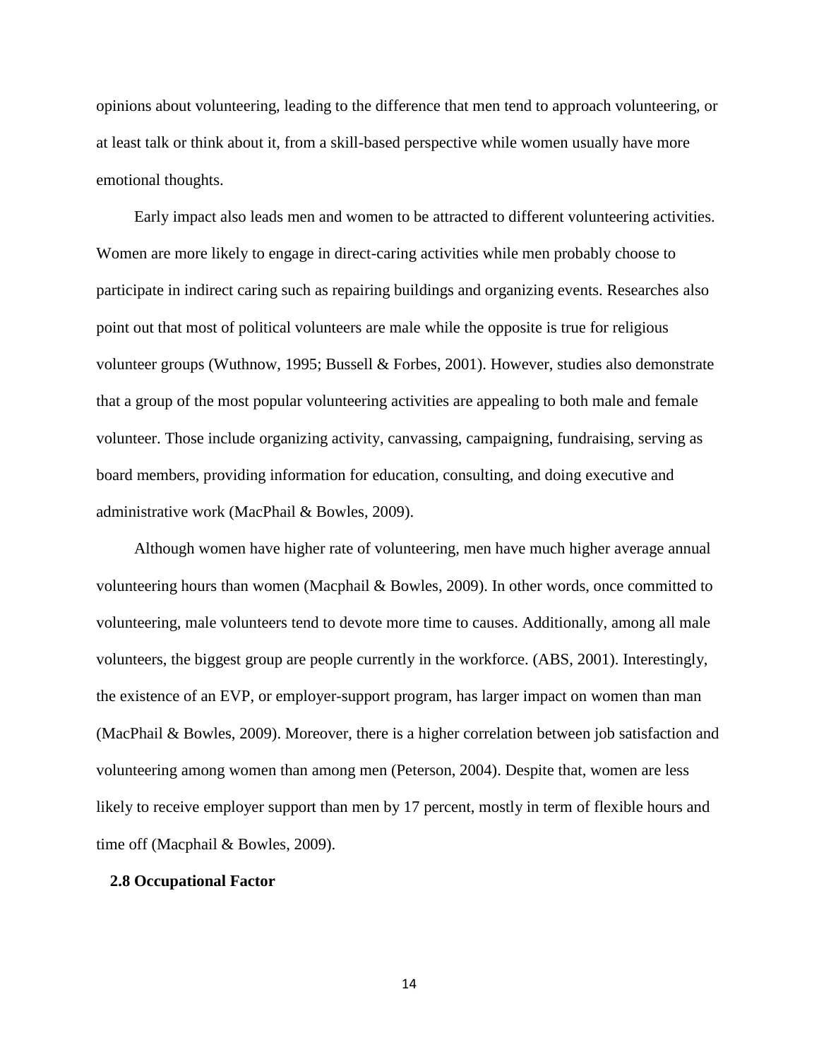opinions about volunteering, leading to the difference that men tend to approach volunteering, or at least talk or think about it, from a skill-based perspective while women usually have more emotional thoughts.

Early impact also leads men and women to be attracted to different volunteering activities. Women are more likely to engage in direct-caring activities while men probably choose to participate in indirect caring such as repairing buildings and organizing events. Researches also point out that most of political volunteers are male while the opposite is true for religious volunteer groups (Wuthnow, 1995; Bussell & Forbes, 2001). However, studies also demonstrate that a group of the most popular volunteering activities are appealing to both male and female volunteer. Those include organizing activity, canvassing, campaigning, fundraising, serving as board members, providing information for education, consulting, and doing executive and administrative work (MacPhail & Bowles, 2009).

Although women have higher rate of volunteering, men have much higher average annual volunteering hours than women (Macphail & Bowles, 2009). In other words, once committed to volunteering, male volunteers tend to devote more time to causes. Additionally, among all male volunteers, the biggest group are people currently in the workforce. (ABS, 2001). Interestingly, the existence of an EVP, or employer-support program, has larger impact on women than man (MacPhail & Bowles, 2009). Moreover, there is a higher correlation between job satisfaction and volunteering among women than among men (Peterson, 2004). Despite that, women are less likely to receive employer support than men by 17 percent, mostly in term of flexible hours and time off (Macphail & Bowles, 2009).

## 2.8 Occupational Factor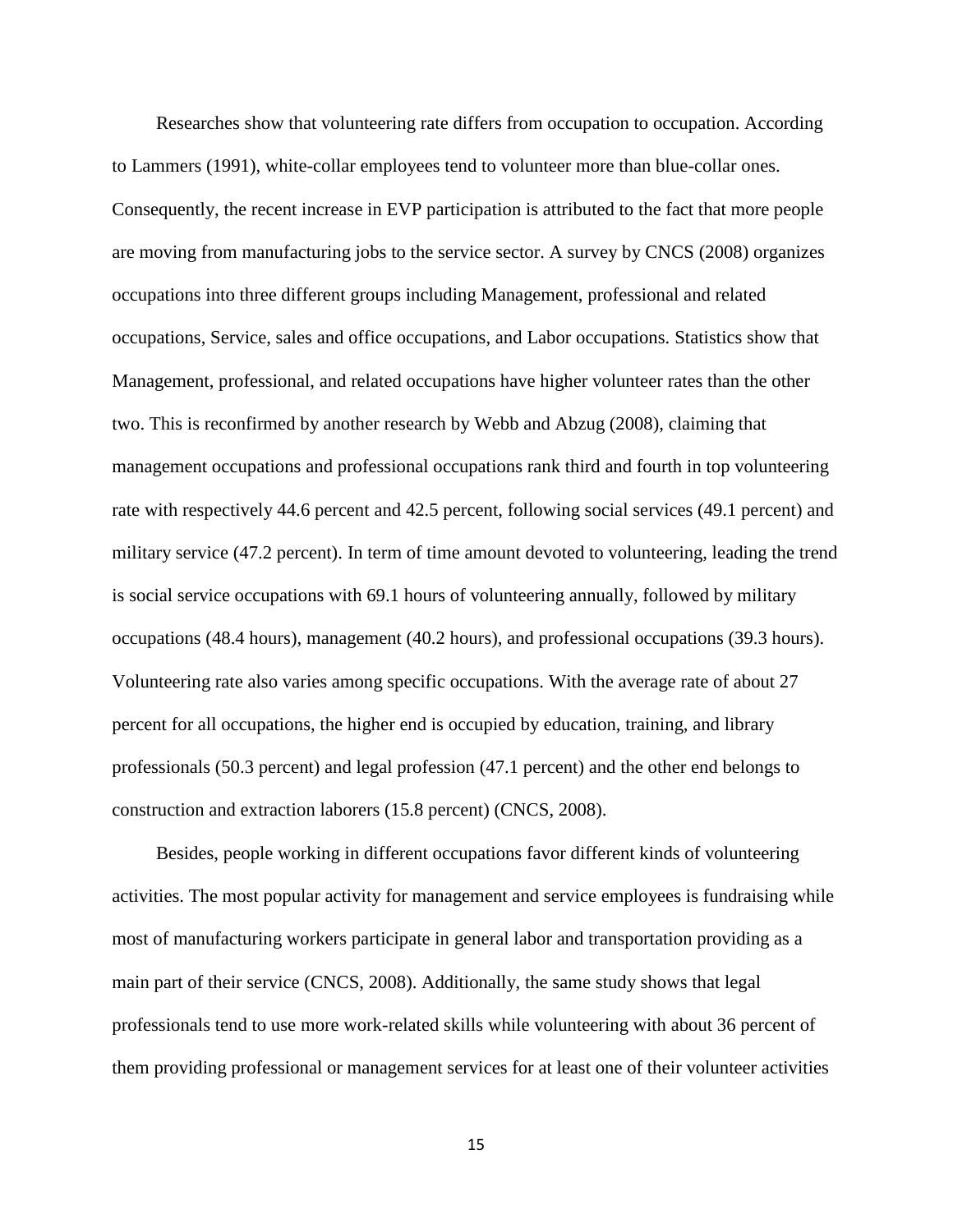Researches show that volunteering rate differs from occupation to occupation. According to Lammers (1991), white-collar employees tend to volunteer more than blue-collar ones. Consequently, the recent increase in EVP participation is attributed to the fact that more people are moving from manufacturing jobs to the service sector. A survey by CNCS (2008) organizes occupations into three different groups including Management, professional and related occupations, Service, sales and office occupations, and Labor occupations. Statistics show that Management, professional, and related occupations have higher volunteer rates than the other two. This is reconfirmed by another research by Webb and Abzug (2008), claiming that management occupations and professional occupations rank third and fourth in top volunteering rate with respectively 44.6 percent and 42.5 percent, following social services (49.1 percent) and military service (47.2 percent). In term of time amount devoted to volunteering, leading the trend is social service occupations with 69.1 hours of volunteering annually, followed by military occupations (48.4 hours), management (40.2 hours), and professional occupations (39.3 hours). Volunteering rate also varies among specific occupations. With the average rate of about 27 percent for all occupations, the higher end is occupied by education, training, and library professionals (50.3 percent) and legal profession (47.1 percent) and the other end belongs to construction and extraction laborers (15.8 percent) (CNCS, 2008).

Besides, people working in different occupations favor different kinds of volunteering activities. The most popular activity for management and service employees is fundraising while most of manufacturing workers participate in general labor and transportation providing as a main part of their service (CNCS, 2008). Additionally, the same study shows that legal professionals tend to use more work-related skills while volunteering with about 36 percent of them providing professional or management services for at least one of their volunteer activities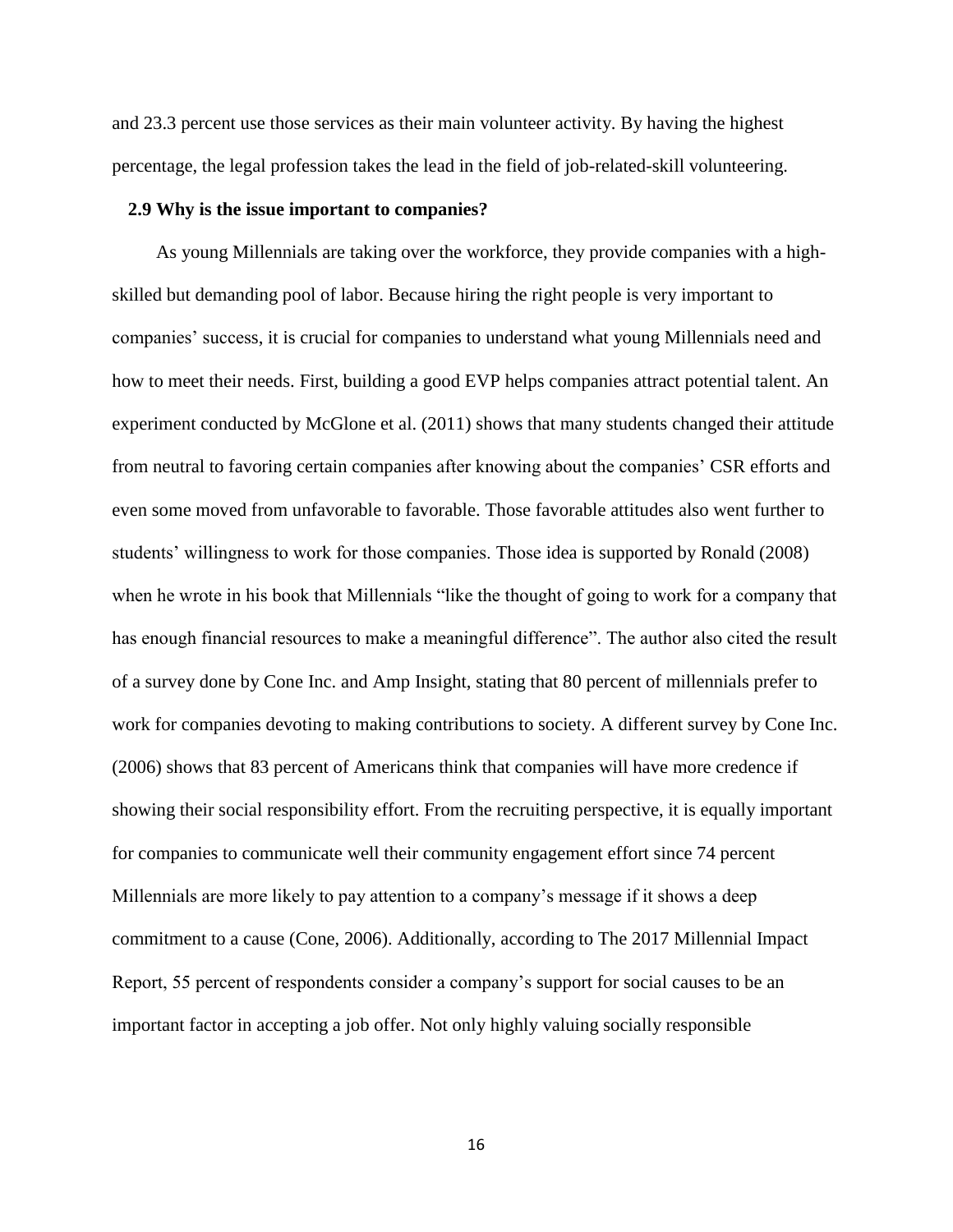and 23.3 percent use those services as their main volunteer activity. By having the highest percentage, the legal profession takes the lead in the field of job-related-skill volunteering.

### 2.9 Why is the issue important to companies?

As young Millennials are taking over the workforce, they provide companies with a high-skilled but demanding pool of labor. Because hiring the right people is very important to companies' success, it is crucial for companies to understand what young Millennials need and how to meet their needs. First, building a good EVP helps companies attract potential talent. An experiment conducted by McGlone et al. (2011) shows that many students changed their attitude from neutral to favoring certain companies after knowing about the companies' CSR efforts and even some moved from unfavorable to favorable. Those favorable attitudes also went further to students' willingness to work for those companies. Those idea is supported by Ronald (2008) when he wrote in his book that Millennials "like the thought of going to work for a company that has enough financial resources to make a meaningful difference". The author also cited the result of a survey done by Cone Inc. and Amp Insight, stating that 80 percent of millennials prefer to work for companies devoting to making contributions to society. A different survey by Cone Inc. (2006) shows that 83 percent of Americans think that companies will have more credence if showing their social responsibility effort. From the recruiting perspective, it is equally important for companies to communicate well their community engagement effort since 74 percent Millennials are more likely to pay attention to a company's message if it shows a deep commitment to a cause (Cone, 2006). Additionally, according to The 2017 Millennial Impact Report, 55 percent of respondents consider a company's support for social causes to be an important factor in accepting a job offer. Not only highly valuing socially responsible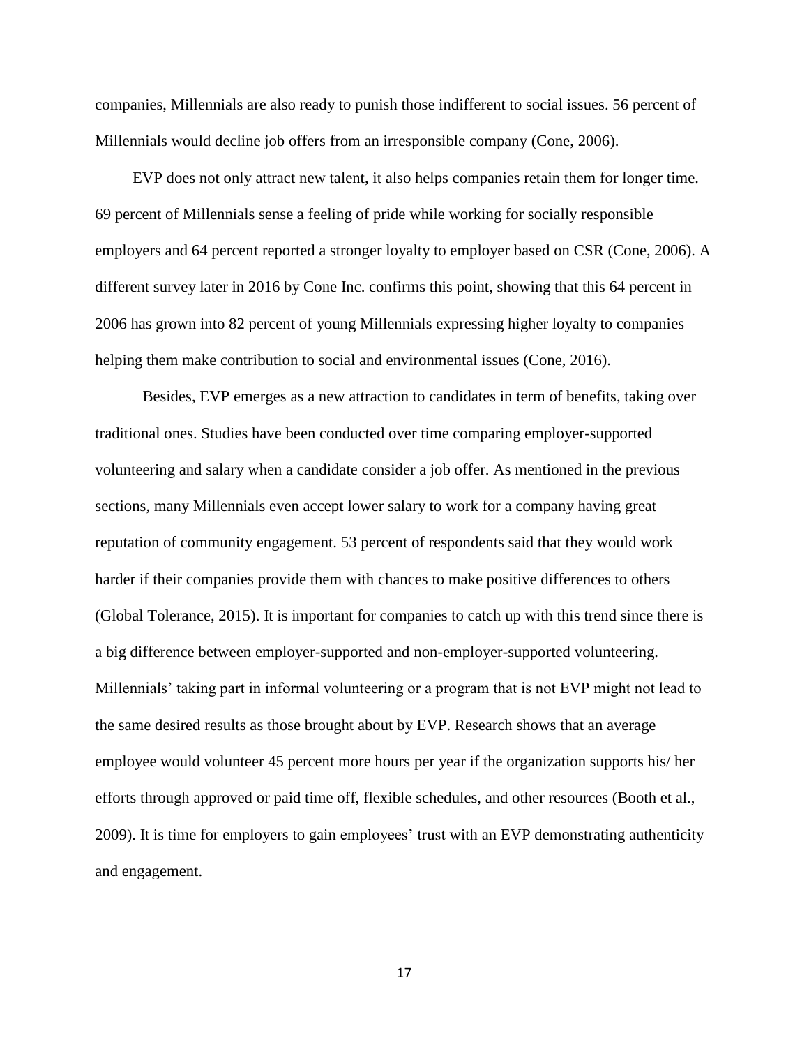companies, Millennials are also ready to punish those indifferent to social issues. 56 percent of Millennials would decline job offers from an irresponsible company (Cone, 2006).

EVP does not only attract new talent, it also helps companies retain them for longer time. 69 percent of Millennials sense a feeling of pride while working for socially responsible employers and 64 percent reported a stronger loyalty to employer based on CSR (Cone, 2006). A different survey later in 2016 by Cone Inc. confirms this point, showing that this 64 percent in 2006 has grown into 82 percent of young Millennials expressing higher loyalty to companies helping them make contribution to social and environmental issues (Cone, 2016).

Besides, EVP emerges as a new attraction to candidates in term of benefits, taking over traditional ones. Studies have been conducted over time comparing employer-supported volunteering and salary when a candidate consider a job offer. As mentioned in the previous sections, many Millennials even accept lower salary to work for a company having great reputation of community engagement. 53 percent of respondents said that they would work harder if their companies provide them with chances to make positive differences to others (Global Tolerance, 2015). It is important for companies to catch up with this trend since there is a big difference between employer-supported and non-employer-supported volunteering. Millennials' taking part in informal volunteering or a program that is not EVP might not lead to the same desired results as those brought about by EVP. Research shows that an average employee would volunteer 45 percent more hours per year if the organization supports his/ her efforts through approved or paid time off, flexible schedules, and other resources (Booth et al., 2009). It is time for employers to gain employees' trust with an EVP demonstrating authenticity and engagement.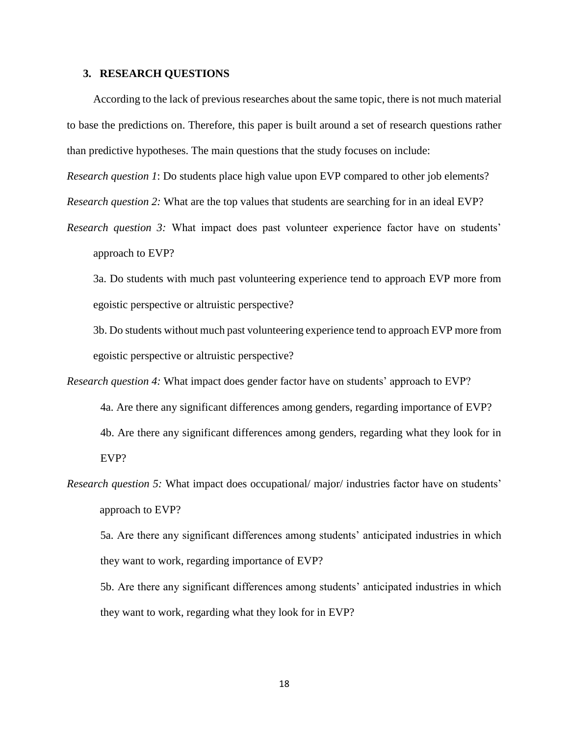## 3. RESEARCH QUESTIONS

According to the lack of previous researches about the same topic, there is not much material to base the predictions on. Therefore, this paper is built around a set of research questions rather than predictive hypotheses. The main questions that the study focuses on include:

*Research question 1*: Do students place high value upon EVP compared to other job elements?

*Research question 2:* What are the top values that students are searching for in an ideal EVP?

*Research question 3:* What impact does past volunteer experience factor have on students' approach to EVP?

3a. Do students with much past volunteering experience tend to approach EVP more from egoistic perspective or altruistic perspective?

3b. Do students without much past volunteering experience tend to approach EVP more from egoistic perspective or altruistic perspective?

*Research question 4:* What impact does gender factor have on students' approach to EVP?

4a. Are there any significant differences among genders, regarding importance of EVP?

4b. Are there any significant differences among genders, regarding what they look for in EVP?

*Research question 5:* What impact does occupational/ major/ industries factor have on students' approach to EVP?

5a. Are there any significant differences among students' anticipated industries in which they want to work, regarding importance of EVP?

5b. Are there any significant differences among students' anticipated industries in which they want to work, regarding what they look for in EVP?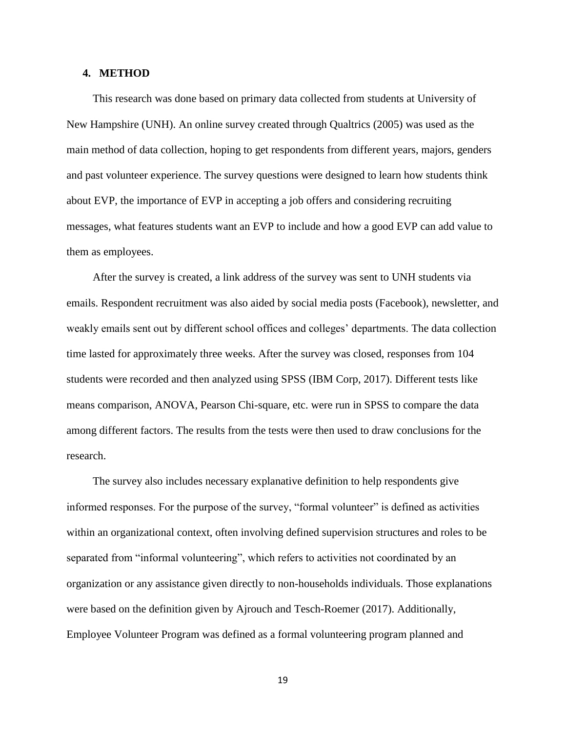## 4. METHOD

This research was done based on primary data collected from students at University of New Hampshire (UNH). An online survey created through Qualtrics (2005) was used as the main method of data collection, hoping to get respondents from different years, majors, genders and past volunteer experience. The survey questions were designed to learn how students think about EVP, the importance of EVP in accepting a job offers and considering recruiting messages, what features students want an EVP to include and how a good EVP can add value to them as employees.

After the survey is created, a link address of the survey was sent to UNH students via emails. Respondent recruitment was also aided by social media posts (Facebook), newsletter, and weakly emails sent out by different school offices and colleges' departments. The data collection time lasted for approximately three weeks. After the survey was closed, responses from 104 students were recorded and then analyzed using SPSS (IBM Corp, 2017). Different tests like means comparison, ANOVA, Pearson Chi-square, etc. were run in SPSS to compare the data among different factors. The results from the tests were then used to draw conclusions for the research.

The survey also includes necessary explanative definition to help respondents give informed responses. For the purpose of the survey, "formal volunteer" is defined as activities within an organizational context, often involving defined supervision structures and roles to be separated from "informal volunteering", which refers to activities not coordinated by an organization or any assistance given directly to non-households individuals. Those explanations were based on the definition given by Ajrouch and Tesch-Roemer (2017). Additionally, Employee Volunteer Program was defined as a formal volunteering program planned and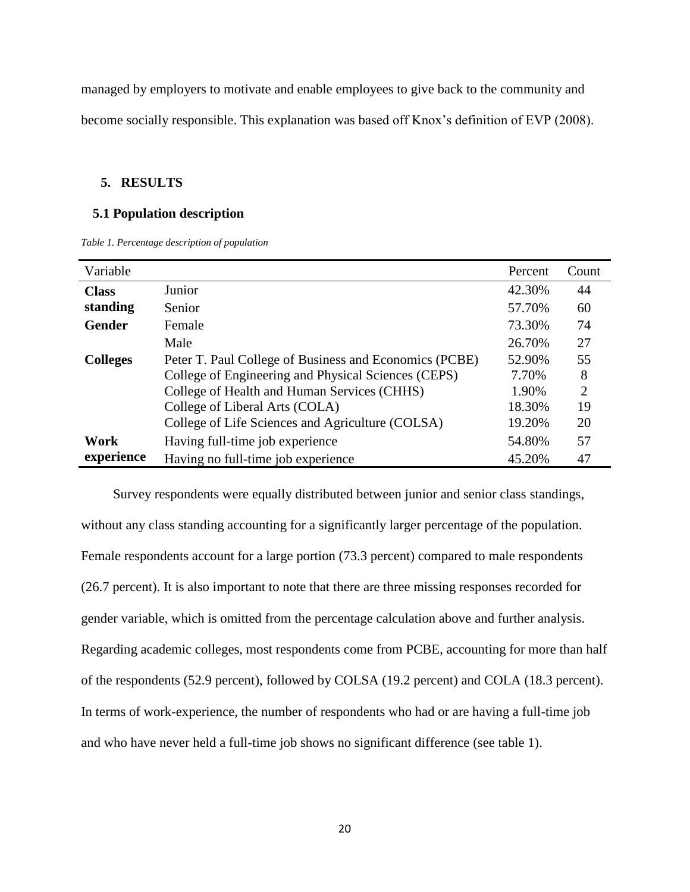managed by employers to motivate and enable employees to give back to the community and become socially responsible. This explanation was based off Knox's definition of EVP (2008).

## 5. RESULTS

### 5.1 Population description

*Table 1. Percentage description of population*

| Variable | | Percent | Count |
|---|---|---|---|
| **Class standing** | Junior | 42.30% | 44 |
| | Senior | 57.70% | 60 |
| **Gender** | Female | 73.30% | 74 |
| | Male | 26.70% | 27 |
| **Colleges** | Peter T. Paul College of Business and Economics (PCBE) | 52.90% | 55 |
| | College of Engineering and Physical Sciences (CEPS) | 7.70% | 8 |
| | College of Health and Human Services (CHHS) | 1.90% | 2 |
| | College of Liberal Arts (COLA) | 18.30% | 19 |
| | College of Life Sciences and Agriculture (COLSA) | 19.20% | 20 |
| **Work experience** | Having full-time job experience | 54.80% | 57 |
| | Having no full-time job experience | 45.20% | 47 |

Survey respondents were equally distributed between junior and senior class standings, without any class standing accounting for a significantly larger percentage of the population. Female respondents account for a large portion (73.3 percent) compared to male respondents (26.7 percent). It is also important to note that there are three missing responses recorded for gender variable, which is omitted from the percentage calculation above and further analysis. Regarding academic colleges, most respondents come from PCBE, accounting for more than half of the respondents (52.9 percent), followed by COLSA (19.2 percent) and COLA (18.3 percent). In terms of work-experience, the number of respondents who had or are having a full-time job and who have never held a full-time job shows no significant difference (see table 1).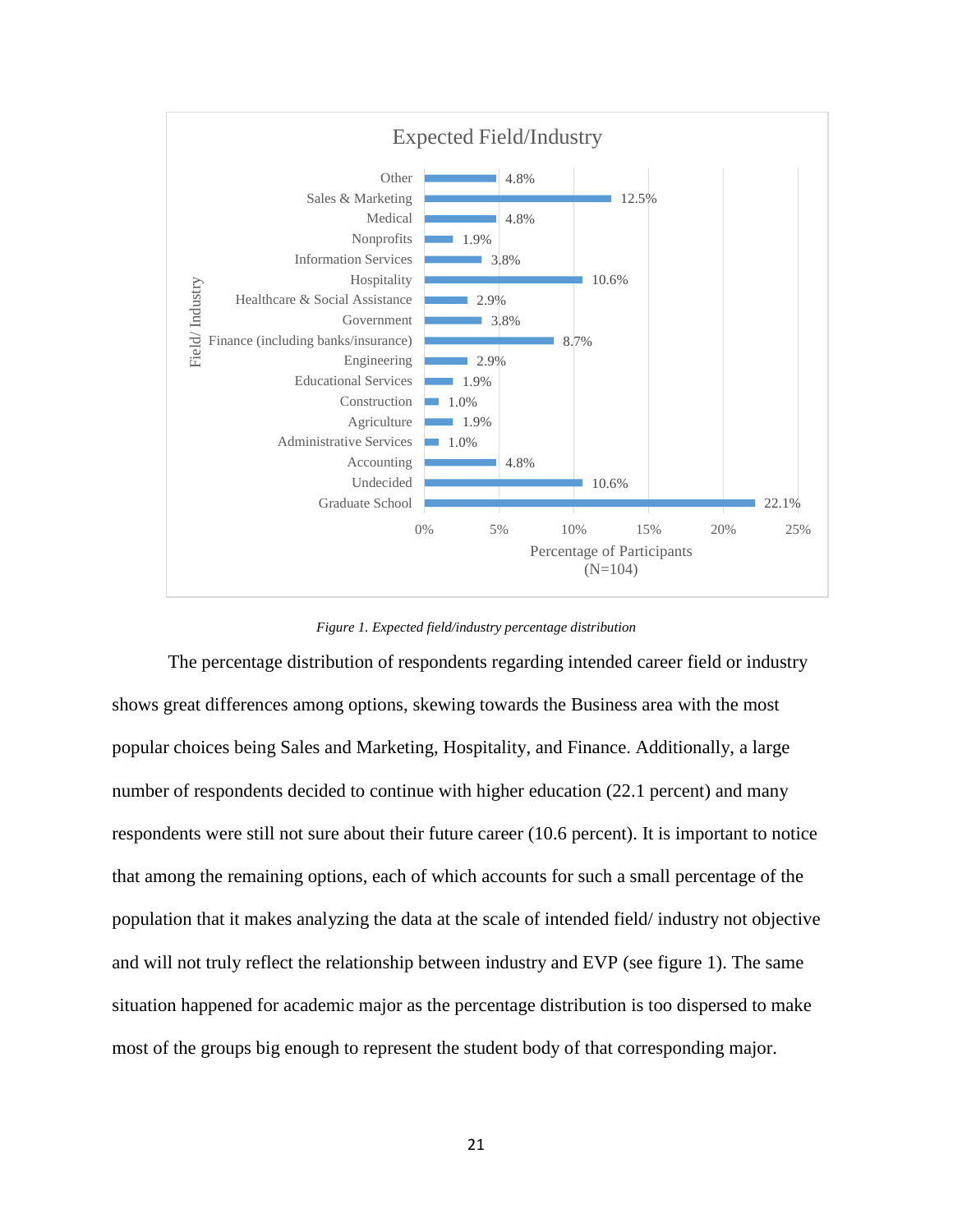Expected Field/Industry

| Field/ Industry | Percentage of Participants (N=104) |
|---|---|
| Other | 4.8% |
| Sales & Marketing | 12.5% |
| Medical | 4.8% |
| Nonprofits | 1.9% |
| Information Services | 3.8% |
| Hospitality | 10.6% |
| Healthcare & Social Assistance | 2.9% |
| Government | 3.8% |
| Finance (including banks/insurance) | 8.7% |
| Engineering | 2.9% |
| Educational Services | 1.9% |
| Construction | 1.0% |
| Agriculture | 1.9% |
| Administrative Services | 1.0% |
| Accounting | 4.8% |
| Undecided | 10.6% |
| Graduate School | 22.1% |

*Figure 1. Expected field/industry percentage distribution*

The percentage distribution of respondents regarding intended career field or industry shows great differences among options, skewing towards the Business area with the most popular choices being Sales and Marketing, Hospitality, and Finance. Additionally, a large number of respondents decided to continue with higher education (22.1 percent) and many respondents were still not sure about their future career (10.6 percent). It is important to notice that among the remaining options, each of which accounts for such a small percentage of the population that it makes analyzing the data at the scale of intended field/ industry not objective and will not truly reflect the relationship between industry and EVP (see figure 1). The same situation happened for academic major as the percentage distribution is too dispersed to make most of the groups big enough to represent the student body of that corresponding major.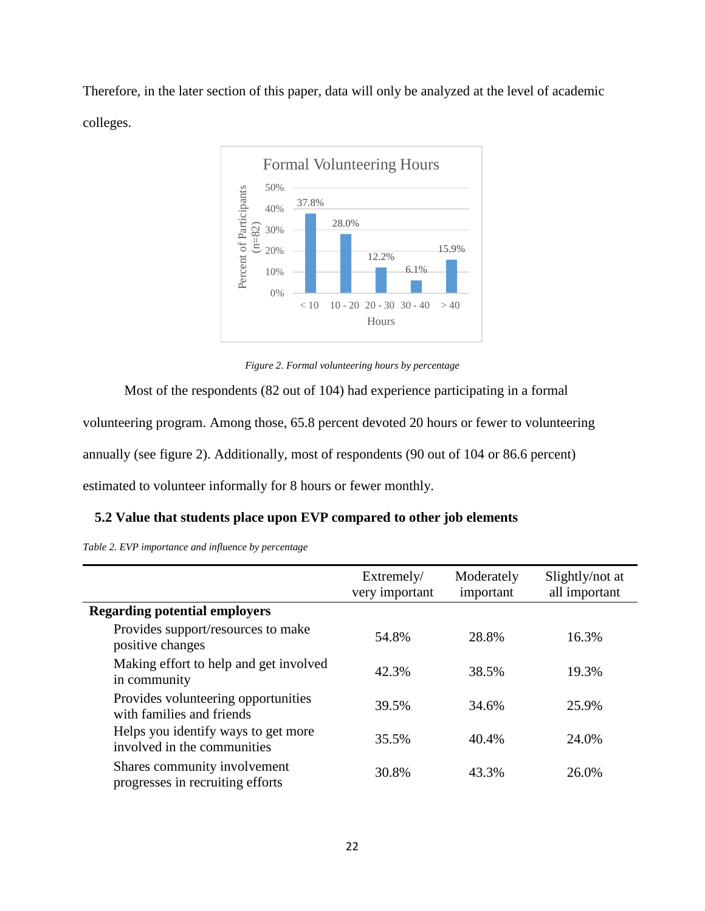Therefore, in the later section of this paper, data will only be analyzed at the level of academic colleges.

*Figure 2. Formal volunteering hours by percentage*

Most of the respondents (82 out of 104) had experience participating in a formal volunteering program. Among those, 65.8 percent devoted 20 hours or fewer to volunteering annually (see figure 2). Additionally, most of respondents (90 out of 104 or 86.6 percent) estimated to volunteer informally for 8 hours or fewer monthly.

## 5.2 Value that students place upon EVP compared to other job elements

*Table 2. EVP importance and influence by percentage*

| | Extremely/ very important | Moderately important | Slightly/not at all important |
|---|---|---|---|
| **Regarding potential employers** | | | |
| Provides support/resources to make positive changes | 54.8% | 28.8% | 16.3% |
| Making effort to help and get involved in community | 42.3% | 38.5% | 19.3% |
| Provides volunteering opportunities with families and friends | 39.5% | 34.6% | 25.9% |
| Helps you identify ways to get more involved in the communities | 35.5% | 40.4% | 24.0% |
| Shares community involvement progresses in recruiting efforts | 30.8% | 43.3% | 26.0% |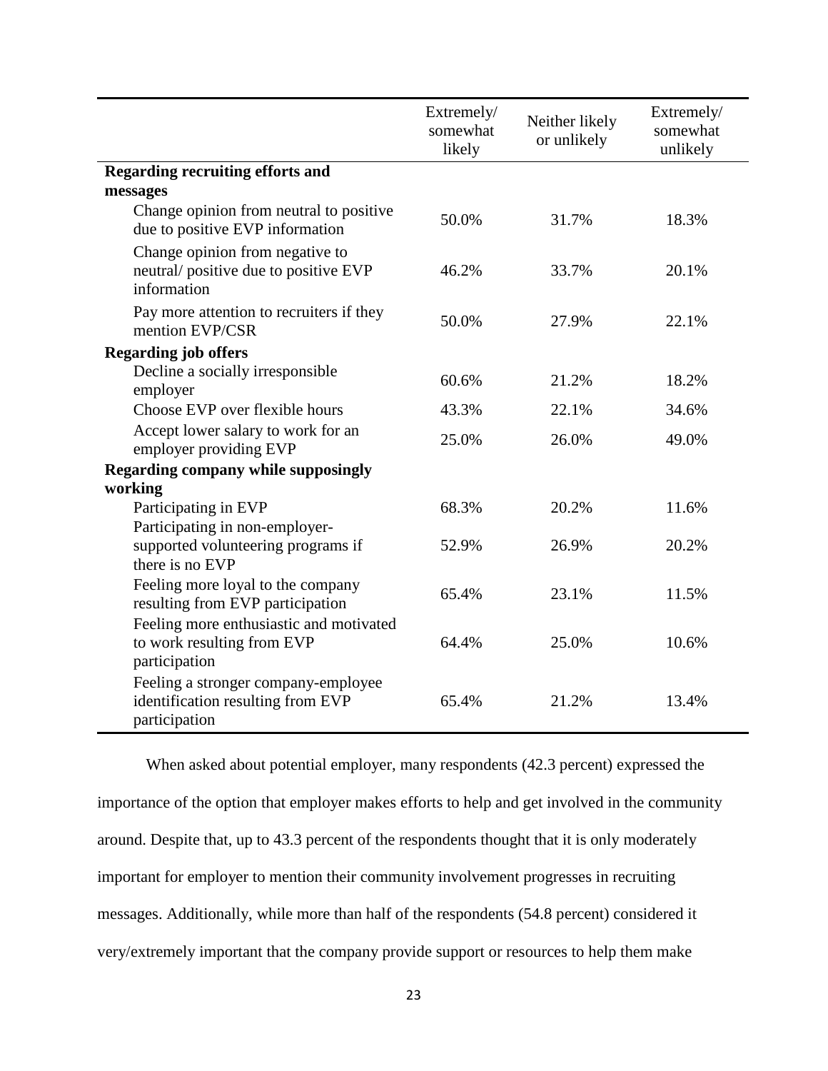| | Extremely/ somewhat likely | Neither likely or unlikely | Extremely/ somewhat unlikely |
|---|---|---|---|
| **Regarding recruiting efforts and messages** | | | |
| Change opinion from neutral to positive due to positive EVP information | 50.0% | 31.7% | 18.3% |
| Change opinion from negative to neutral/ positive due to positive EVP information | 46.2% | 33.7% | 20.1% |
| Pay more attention to recruiters if they mention EVP/CSR | 50.0% | 27.9% | 22.1% |
| **Regarding job offers** | | | |
| Decline a socially irresponsible employer | 60.6% | 21.2% | 18.2% |
| Choose EVP over flexible hours | 43.3% | 22.1% | 34.6% |
| Accept lower salary to work for an employer providing EVP | 25.0% | 26.0% | 49.0% |
| **Regarding company while supposingly working** | | | |
| Participating in EVP | 68.3% | 20.2% | 11.6% |
| Participating in non-employer-supported volunteering programs if there is no EVP | 52.9% | 26.9% | 20.2% |
| Feeling more loyal to the company resulting from EVP participation | 65.4% | 23.1% | 11.5% |
| Feeling more enthusiastic and motivated to work resulting from EVP participation | 64.4% | 25.0% | 10.6% |
| Feeling a stronger company-employee identification resulting from EVP participation | 65.4% | 21.2% | 13.4% |

When asked about potential employer, many respondents (42.3 percent) expressed the importance of the option that employer makes efforts to help and get involved in the community around. Despite that, up to 43.3 percent of the respondents thought that it is only moderately important for employer to mention their community involvement progresses in recruiting messages. Additionally, while more than half of the respondents (54.8 percent) considered it very/extremely important that the company provide support or resources to help them make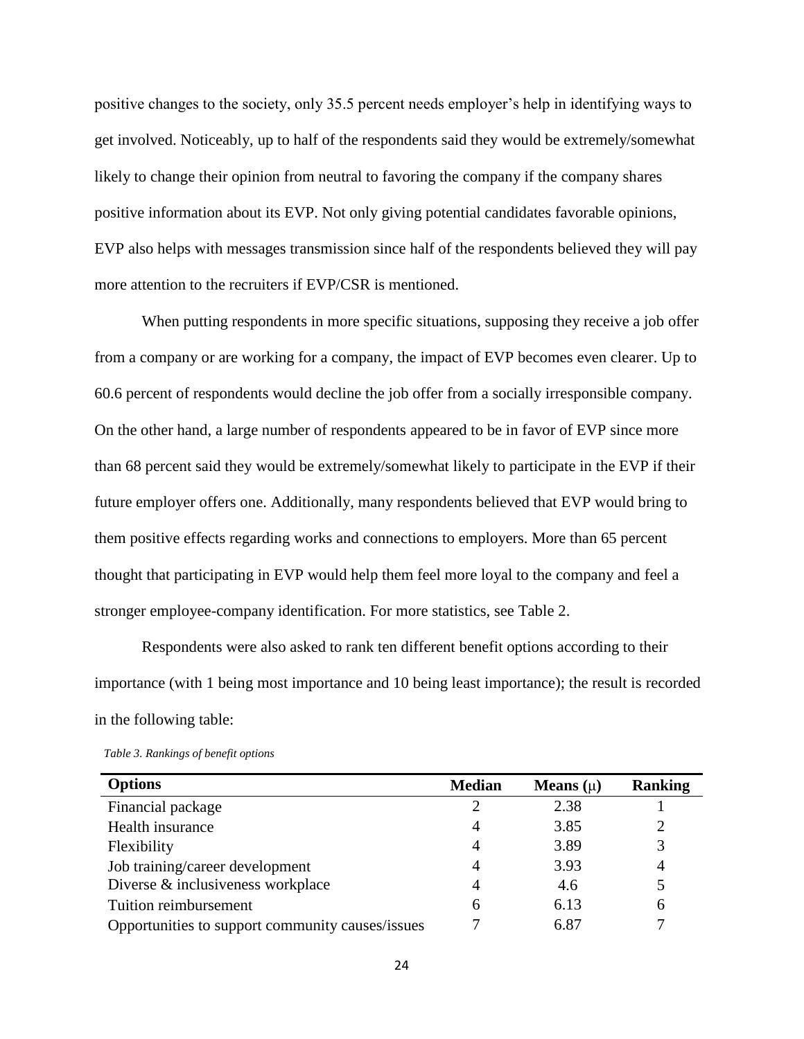positive changes to the society, only 35.5 percent needs employer's help in identifying ways to get involved. Noticeably, up to half of the respondents said they would be extremely/somewhat likely to change their opinion from neutral to favoring the company if the company shares positive information about its EVP. Not only giving potential candidates favorable opinions, EVP also helps with messages transmission since half of the respondents believed they will pay more attention to the recruiters if EVP/CSR is mentioned.

When putting respondents in more specific situations, supposing they receive a job offer from a company or are working for a company, the impact of EVP becomes even clearer. Up to 60.6 percent of respondents would decline the job offer from a socially irresponsible company. On the other hand, a large number of respondents appeared to be in favor of EVP since more than 68 percent said they would be extremely/somewhat likely to participate in the EVP if their future employer offers one. Additionally, many respondents believed that EVP would bring to them positive effects regarding works and connections to employers. More than 65 percent thought that participating in EVP would help them feel more loyal to the company and feel a stronger employee-company identification. For more statistics, see Table 2.

Respondents were also asked to rank ten different benefit options according to their importance (with 1 being most importance and 10 being least importance); the result is recorded in the following table:

*Table 3. Rankings of benefit options*

| Options | Median | Means (μ) | Ranking |
|---|---|---|---|
| Financial package | 2 | 2.38 | 1 |
| Health insurance | 4 | 3.85 | 2 |
| Flexibility | 4 | 3.89 | 3 |
| Job training/career development | 4 | 3.93 | 4 |
| Diverse & inclusiveness workplace | 4 | 4.6 | 5 |
| Tuition reimbursement | 6 | 6.13 | 6 |
| Opportunities to support community causes/issues | 7 | 6.87 | 7 |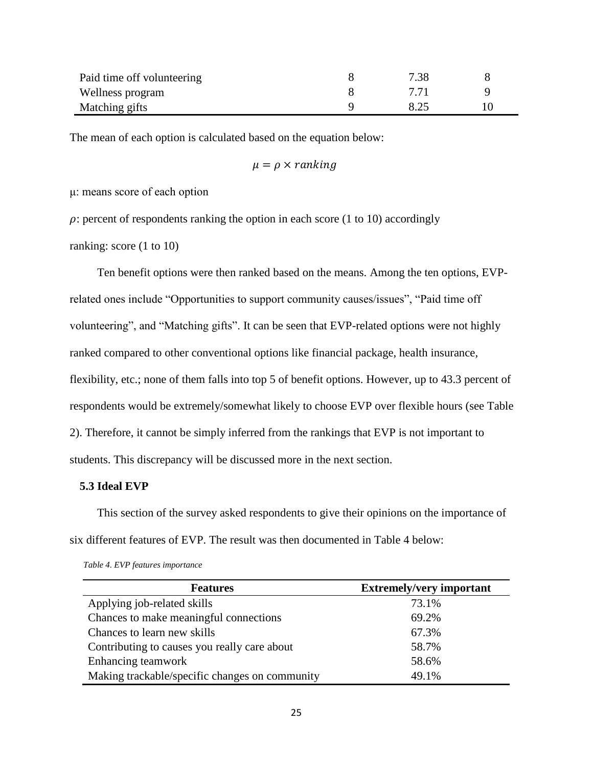| | | | |
|---|---|---|---|
| Paid time off volunteering | 8 | 7.38 | 8 |
| Wellness program | 8 | 7.71 | 9 |
| Matching gifts | 9 | 8.25 | 10 |

The mean of each option is calculated based on the equation below:

$$\mu = \rho \times ranking$$

µ: means score of each option

$\rho$: percent of respondents ranking the option in each score (1 to 10) accordingly

ranking: score (1 to 10)

Ten benefit options were then ranked based on the means. Among the ten options, EVP-related ones include "Opportunities to support community causes/issues", "Paid time off volunteering", and "Matching gifts". It can be seen that EVP-related options were not highly ranked compared to other conventional options like financial package, health insurance, flexibility, etc.; none of them falls into top 5 of benefit options. However, up to 43.3 percent of respondents would be extremely/somewhat likely to choose EVP over flexible hours (see Table 2). Therefore, it cannot be simply inferred from the rankings that EVP is not important to students. This discrepancy will be discussed more in the next section.

### 5.3 Ideal EVP

This section of the survey asked respondents to give their opinions on the importance of six different features of EVP. The result was then documented in Table 4 below:

*Table 4. EVP features importance*

| Features | Extremely/very important |
|---|---|
| Applying job-related skills | 73.1% |
| Chances to make meaningful connections | 69.2% |
| Chances to learn new skills | 67.3% |
| Contributing to causes you really care about | 58.7% |
| Enhancing teamwork | 58.6% |
| Making trackable/specific changes on community | 49.1% |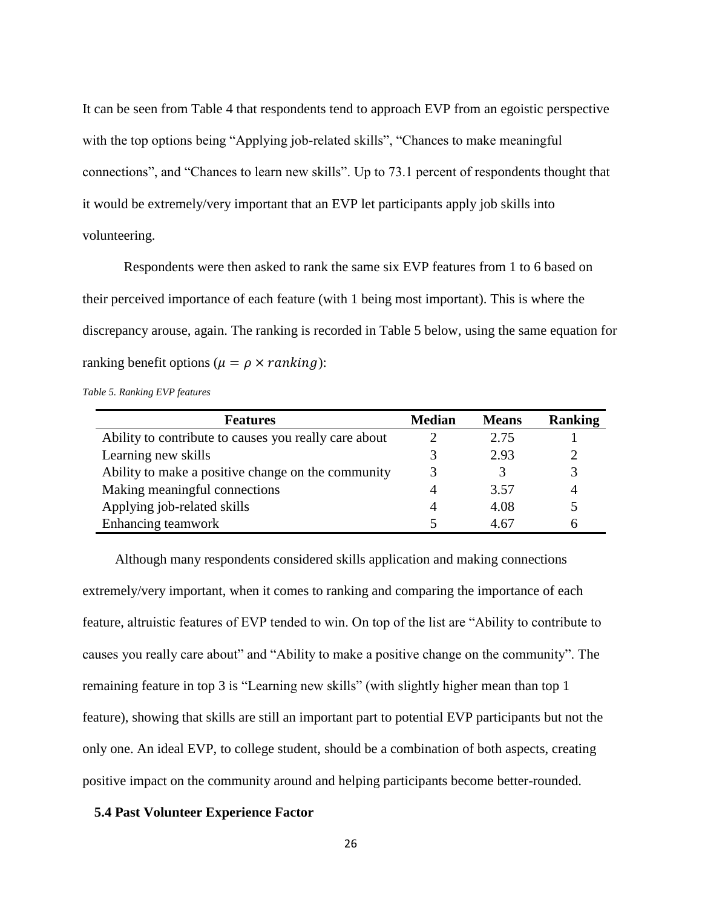It can be seen from Table 4 that respondents tend to approach EVP from an egoistic perspective with the top options being "Applying job-related skills", "Chances to make meaningful connections", and "Chances to learn new skills". Up to 73.1 percent of respondents thought that it would be extremely/very important that an EVP let participants apply job skills into volunteering.

Respondents were then asked to rank the same six EVP features from 1 to 6 based on their perceived importance of each feature (with 1 being most important). This is where the discrepancy arouse, again. The ranking is recorded in Table 5 below, using the same equation for ranking benefit options ($\mu = \rho \times ranking$):

*Table 5. Ranking EVP features*

| Features | Median | Means | Ranking |
|---|---|---|---|
| Ability to contribute to causes you really care about | 2 | 2.75 | 1 |
| Learning new skills | 3 | 2.93 | 2 |
| Ability to make a positive change on the community | 3 | 3 | 3 |
| Making meaningful connections | 4 | 3.57 | 4 |
| Applying job-related skills | 4 | 4.08 | 5 |
| Enhancing teamwork | 5 | 4.67 | 6 |

Although many respondents considered skills application and making connections extremely/very important, when it comes to ranking and comparing the importance of each feature, altruistic features of EVP tended to win. On top of the list are "Ability to contribute to causes you really care about" and "Ability to make a positive change on the community". The remaining feature in top 3 is "Learning new skills" (with slightly higher mean than top 1 feature), showing that skills are still an important part to potential EVP participants but not the only one. An ideal EVP, to college student, should be a combination of both aspects, creating positive impact on the community around and helping participants become better-rounded.

### 5.4 Past Volunteer Experience Factor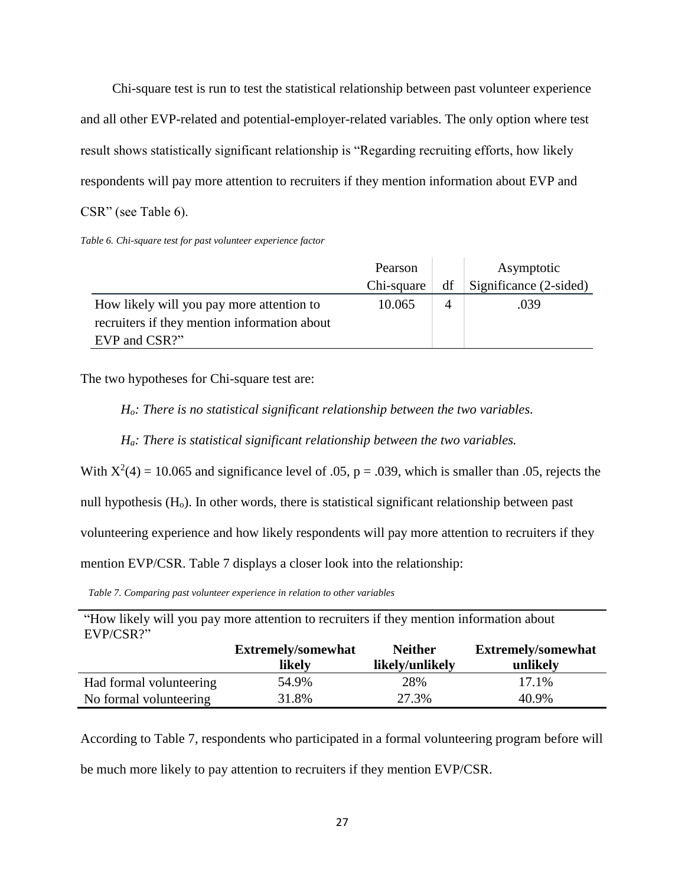Chi-square test is run to test the statistical relationship between past volunteer experience and all other EVP-related and potential-employer-related variables. The only option where test result shows statistically significant relationship is "Regarding recruiting efforts, how likely respondents will pay more attention to recruiters if they mention information about EVP and CSR" (see Table 6).

*Table 6. Chi-square test for past volunteer experience factor*

| | Pearson Chi-square | df | Asymptotic Significance (2-sided) |
|---|---|---|---|
| How likely will you pay more attention to recruiters if they mention information about EVP and CSR?" | 10.065 | 4 | .039 |

The two hypotheses for Chi-square test are:

*$H_o$: There is no statistical significant relationship between the two variables.*

*$H_a$: There is statistical significant relationship between the two variables.*

With $X^2(4) = 10.065$ and significance level of .05, $p = .039$, which is smaller than .05, rejects the null hypothesis ($H_o$). In other words, there is statistical significant relationship between past volunteering experience and how likely respondents will pay more attention to recruiters if they mention EVP/CSR. Table 7 displays a closer look into the relationship:

*Table 7. Comparing past volunteer experience in relation to other variables*

| "How likely will you pay more attention to recruiters if they mention information about EVP/CSR?" | | | |
|---|---|---|---|
| | **Extremely/somewhat likely** | **Neither likely/unlikely** | **Extremely/somewhat unlikely** |
| Had formal volunteering | 54.9% | 28% | 17.1% |
| No formal volunteering | 31.8% | 27.3% | 40.9% |

According to Table 7, respondents who participated in a formal volunteering program before will be much more likely to pay attention to recruiters if they mention EVP/CSR.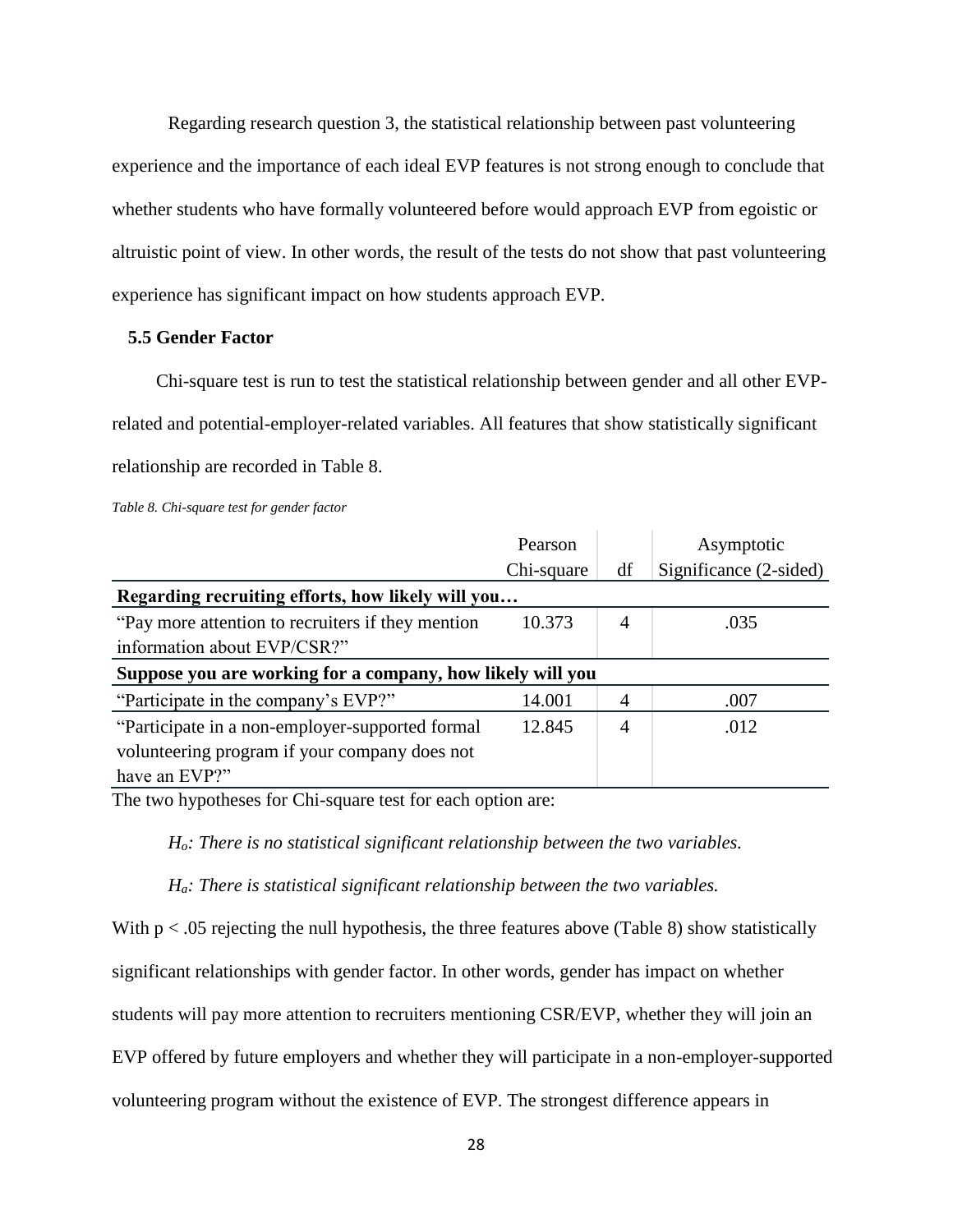Regarding research question 3, the statistical relationship between past volunteering experience and the importance of each ideal EVP features is not strong enough to conclude that whether students who have formally volunteered before would approach EVP from egoistic or altruistic point of view. In other words, the result of the tests do not show that past volunteering experience has significant impact on how students approach EVP.

### 5.5 Gender Factor

Chi-square test is run to test the statistical relationship between gender and all other EVP-related and potential-employer-related variables. All features that show statistically significant relationship are recorded in Table 8.

*Table 8. Chi-square test for gender factor*

| | Pearson Chi-square | df | Asymptotic Significance (2-sided) |
|---|---|---|---|
| **Regarding recruiting efforts, how likely will you…** | | | |
| "Pay more attention to recruiters if they mention information about EVP/CSR?" | 10.373 | 4 | .035 |
| **Suppose you are working for a company, how likely will you** | | | |
| "Participate in the company's EVP?" | 14.001 | 4 | .007 |
| "Participate in a non-employer-supported formal volunteering program if your company does not have an EVP?" | 12.845 | 4 | .012 |

The two hypotheses for Chi-square test for each option are:

*$H_o$: There is no statistical significant relationship between the two variables.*

*$H_a$: There is statistical significant relationship between the two variables.*

With $p < .05$ rejecting the null hypothesis, the three features above (Table 8) show statistically significant relationships with gender factor. In other words, gender has impact on whether students will pay more attention to recruiters mentioning CSR/EVP, whether they will join an EVP offered by future employers and whether they will participate in a non-employer-supported volunteering program without the existence of EVP. The strongest difference appears in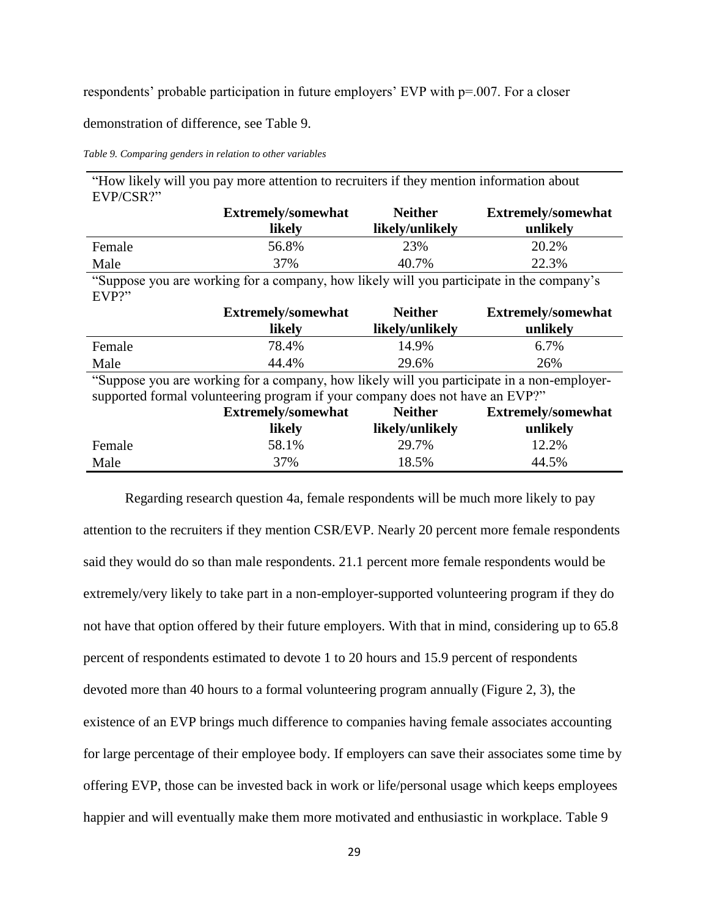respondents' probable participation in future employers' EVP with p=.007. For a closer demonstration of difference, see Table 9.

*Table 9. Comparing genders in relation to other variables*

| "How likely will you pay more attention to recruiters if they mention information about EVP/CSR?" | | | |
|---|---|---|---|
| | **Extremely/somewhat likely** | **Neither likely/unlikely** | **Extremely/somewhat unlikely** |
| Female | 56.8% | 23% | 20.2% |
| Male | 37% | 40.7% | 22.3% |
| "Suppose you are working for a company, how likely will you participate in the company's EVP?" | | | |
| | **Extremely/somewhat likely** | **Neither likely/unlikely** | **Extremely/somewhat unlikely** |
| Female | 78.4% | 14.9% | 6.7% |
| Male | 44.4% | 29.6% | 26% |
| "Suppose you are working for a company, how likely will you participate in a non-employer-supported formal volunteering program if your company does not have an EVP?" | | | |
| | **Extremely/somewhat likely** | **Neither likely/unlikely** | **Extremely/somewhat unlikely** |
| Female | 58.1% | 29.7% | 12.2% |
| Male | 37% | 18.5% | 44.5% |

Regarding research question 4a, female respondents will be much more likely to pay attention to the recruiters if they mention CSR/EVP. Nearly 20 percent more female respondents said they would do so than male respondents. 21.1 percent more female respondents would be extremely/very likely to take part in a non-employer-supported volunteering program if they do not have that option offered by their future employers. With that in mind, considering up to 65.8 percent of respondents estimated to devote 1 to 20 hours and 15.9 percent of respondents devoted more than 40 hours to a formal volunteering program annually (Figure 2, 3), the existence of an EVP brings much difference to companies having female associates accounting for large percentage of their employee body. If employers can save their associates some time by offering EVP, those can be invested back in work or life/personal usage which keeps employees happier and will eventually make them more motivated and enthusiastic in workplace. Table 9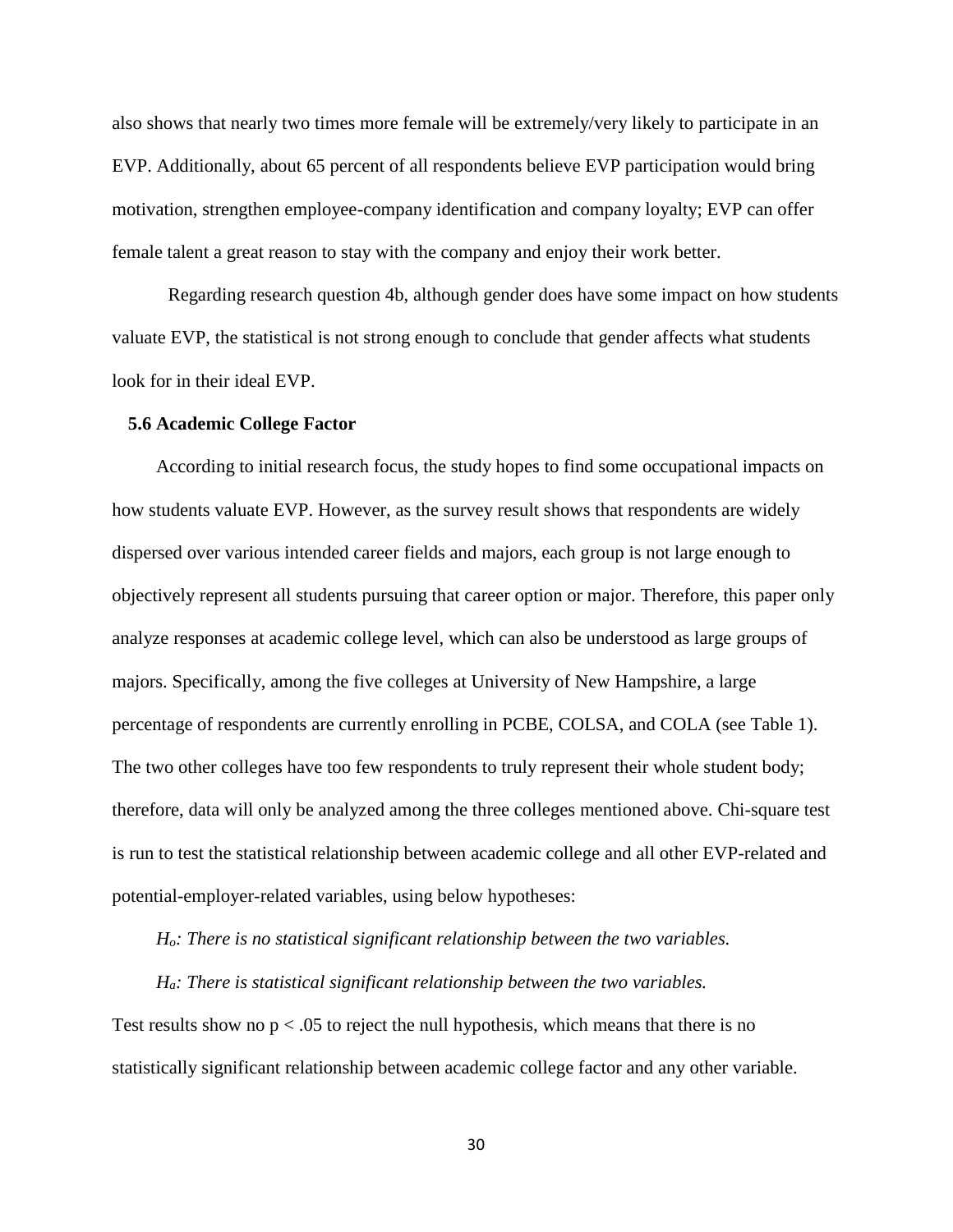also shows that nearly two times more female will be extremely/very likely to participate in an EVP. Additionally, about 65 percent of all respondents believe EVP participation would bring motivation, strengthen employee-company identification and company loyalty; EVP can offer female talent a great reason to stay with the company and enjoy their work better.

Regarding research question 4b, although gender does have some impact on how students valuate EVP, the statistical is not strong enough to conclude that gender affects what students look for in their ideal EVP.

### 5.6 Academic College Factor

According to initial research focus, the study hopes to find some occupational impacts on how students valuate EVP. However, as the survey result shows that respondents are widely dispersed over various intended career fields and majors, each group is not large enough to objectively represent all students pursuing that career option or major. Therefore, this paper only analyze responses at academic college level, which can also be understood as large groups of majors. Specifically, among the five colleges at University of New Hampshire, a large percentage of respondents are currently enrolling in PCBE, COLSA, and COLA (see Table 1). The two other colleges have too few respondents to truly represent their whole student body; therefore, data will only be analyzed among the three colleges mentioned above. Chi-square test is run to test the statistical relationship between academic college and all other EVP-related and potential-employer-related variables, using below hypotheses:

*$H_o$: There is no statistical significant relationship between the two variables.*

*$H_a$: There is statistical significant relationship between the two variables.*

Test results show no $p < .05$ to reject the null hypothesis, which means that there is no statistically significant relationship between academic college factor and any other variable.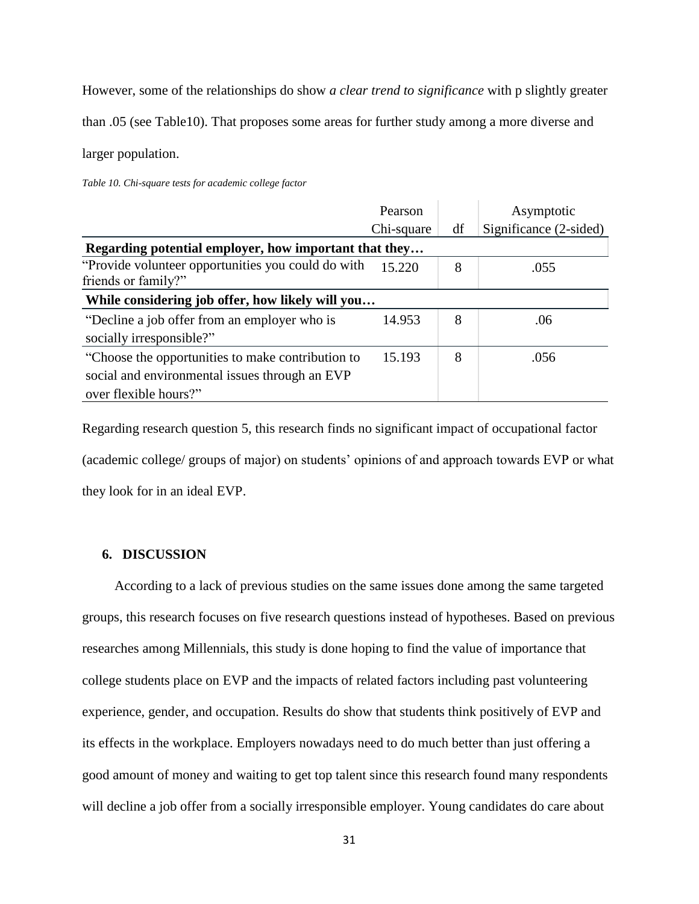However, some of the relationships do show *a clear trend to significance* with p slightly greater than .05 (see Table10). That proposes some areas for further study among a more diverse and larger population.

*Table 10. Chi-square tests for academic college factor*

| | Pearson Chi-square | df | Asymptotic Significance (2-sided) |
|---|---|---|---|
| **Regarding potential employer, how important that they…** | | | |
| "Provide volunteer opportunities you could do with friends or family?" | 15.220 | 8 | .055 |
| **While considering job offer, how likely will you…** | | | |
| "Decline a job offer from an employer who is socially irresponsible?" | 14.953 | 8 | .06 |
| "Choose the opportunities to make contribution to social and environmental issues through an EVP over flexible hours?" | 15.193 | 8 | .056 |

Regarding research question 5, this research finds no significant impact of occupational factor (academic college/ groups of major) on students' opinions of and approach towards EVP or what they look for in an ideal EVP.

## 6. DISCUSSION

According to a lack of previous studies on the same issues done among the same targeted groups, this research focuses on five research questions instead of hypotheses. Based on previous researches among Millennials, this study is done hoping to find the value of importance that college students place on EVP and the impacts of related factors including past volunteering experience, gender, and occupation. Results do show that students think positively of EVP and its effects in the workplace. Employers nowadays need to do much better than just offering a good amount of money and waiting to get top talent since this research found many respondents will decline a job offer from a socially irresponsible employer. Young candidates do care about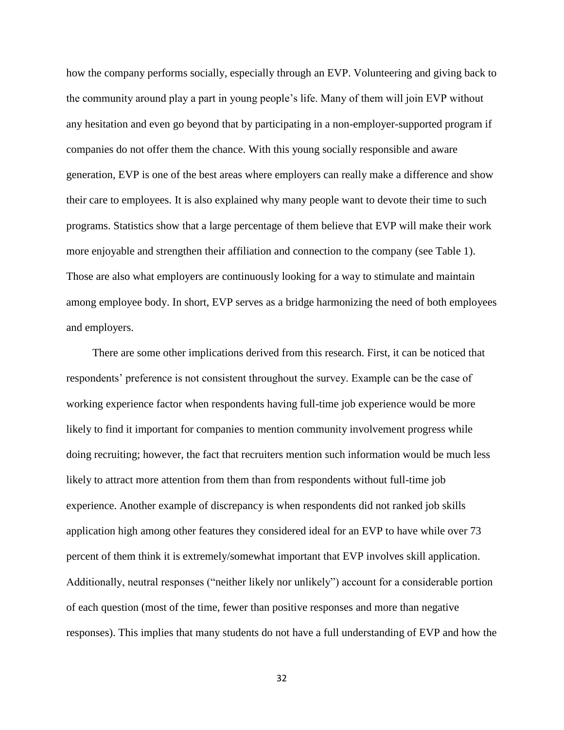how the company performs socially, especially through an EVP. Volunteering and giving back to the community around play a part in young people's life. Many of them will join EVP without any hesitation and even go beyond that by participating in a non-employer-supported program if companies do not offer them the chance. With this young socially responsible and aware generation, EVP is one of the best areas where employers can really make a difference and show their care to employees. It is also explained why many people want to devote their time to such programs. Statistics show that a large percentage of them believe that EVP will make their work more enjoyable and strengthen their affiliation and connection to the company (see Table 1). Those are also what employers are continuously looking for a way to stimulate and maintain among employee body. In short, EVP serves as a bridge harmonizing the need of both employees and employers.

There are some other implications derived from this research. First, it can be noticed that respondents' preference is not consistent throughout the survey. Example can be the case of working experience factor when respondents having full-time job experience would be more likely to find it important for companies to mention community involvement progress while doing recruiting; however, the fact that recruiters mention such information would be much less likely to attract more attention from them than from respondents without full-time job experience. Another example of discrepancy is when respondents did not ranked job skills application high among other features they considered ideal for an EVP to have while over 73 percent of them think it is extremely/somewhat important that EVP involves skill application. Additionally, neutral responses ("neither likely nor unlikely") account for a considerable portion of each question (most of the time, fewer than positive responses and more than negative responses). This implies that many students do not have a full understanding of EVP and how the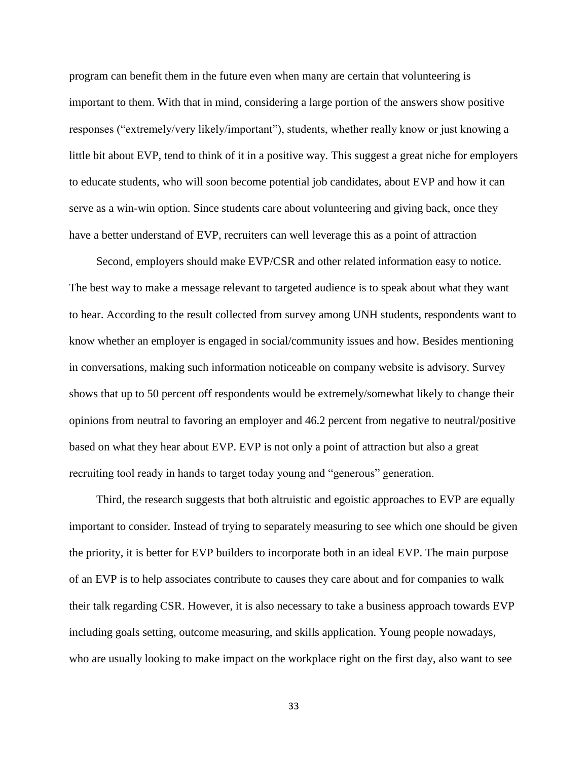program can benefit them in the future even when many are certain that volunteering is important to them. With that in mind, considering a large portion of the answers show positive responses ("extremely/very likely/important"), students, whether really know or just knowing a little bit about EVP, tend to think of it in a positive way. This suggest a great niche for employers to educate students, who will soon become potential job candidates, about EVP and how it can serve as a win-win option. Since students care about volunteering and giving back, once they have a better understand of EVP, recruiters can well leverage this as a point of attraction

Second, employers should make EVP/CSR and other related information easy to notice. The best way to make a message relevant to targeted audience is to speak about what they want to hear. According to the result collected from survey among UNH students, respondents want to know whether an employer is engaged in social/community issues and how. Besides mentioning in conversations, making such information noticeable on company website is advisory. Survey shows that up to 50 percent off respondents would be extremely/somewhat likely to change their opinions from neutral to favoring an employer and 46.2 percent from negative to neutral/positive based on what they hear about EVP. EVP is not only a point of attraction but also a great recruiting tool ready in hands to target today young and "generous" generation.

Third, the research suggests that both altruistic and egoistic approaches to EVP are equally important to consider. Instead of trying to separately measuring to see which one should be given the priority, it is better for EVP builders to incorporate both in an ideal EVP. The main purpose of an EVP is to help associates contribute to causes they care about and for companies to walk their talk regarding CSR. However, it is also necessary to take a business approach towards EVP including goals setting, outcome measuring, and skills application. Young people nowadays, who are usually looking to make impact on the workplace right on the first day, also want to see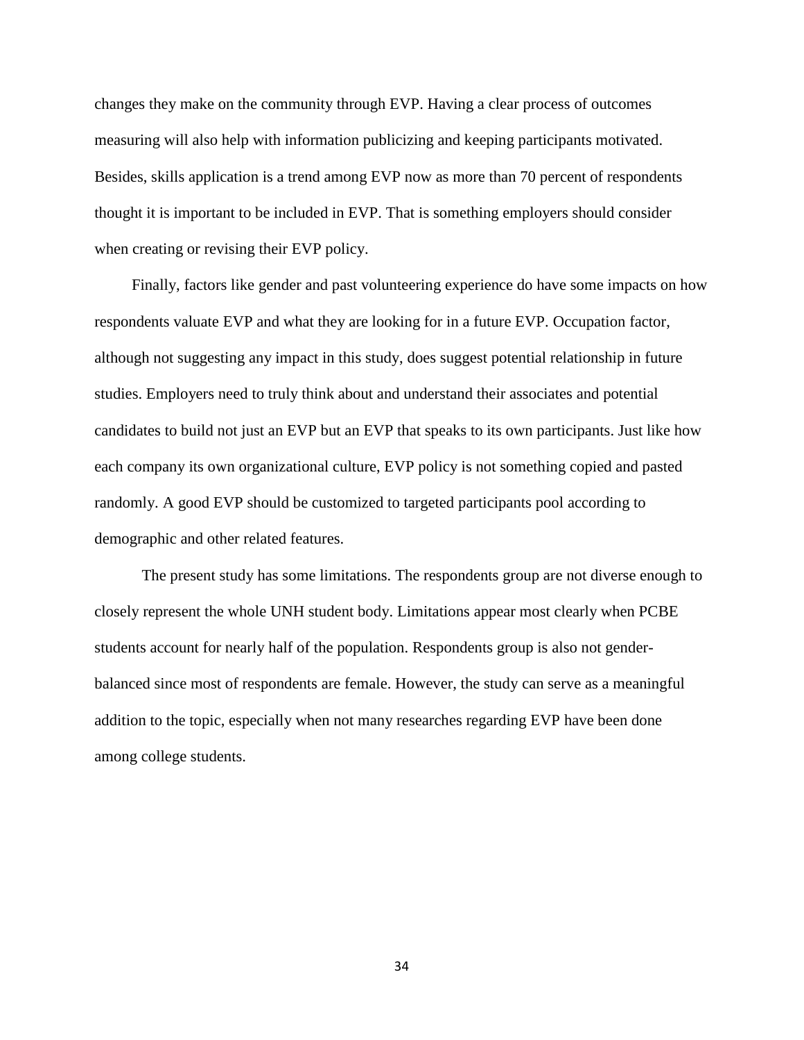changes they make on the community through EVP. Having a clear process of outcomes measuring will also help with information publicizing and keeping participants motivated. Besides, skills application is a trend among EVP now as more than 70 percent of respondents thought it is important to be included in EVP. That is something employers should consider when creating or revising their EVP policy.

Finally, factors like gender and past volunteering experience do have some impacts on how respondents valuate EVP and what they are looking for in a future EVP. Occupation factor, although not suggesting any impact in this study, does suggest potential relationship in future studies. Employers need to truly think about and understand their associates and potential candidates to build not just an EVP but an EVP that speaks to its own participants. Just like how each company its own organizational culture, EVP policy is not something copied and pasted randomly. A good EVP should be customized to targeted participants pool according to demographic and other related features.

The present study has some limitations. The respondents group are not diverse enough to closely represent the whole UNH student body. Limitations appear most clearly when PCBE students account for nearly half of the population. Respondents group is also not gender-balanced since most of respondents are female. However, the study can serve as a meaningful addition to the topic, especially when not many researches regarding EVP have been done among college students.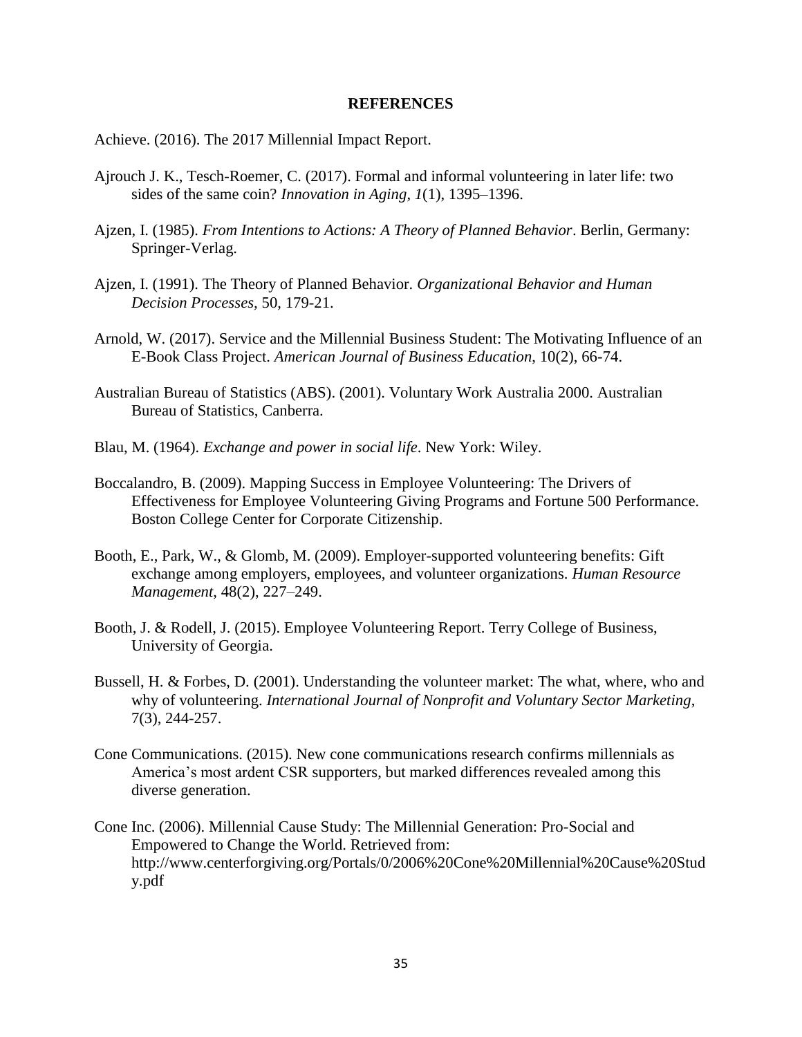# REFERENCES

Achieve. (2016). The 2017 Millennial Impact Report.

Ajrouch J. K., Tesch-Roemer, C. (2017). Formal and informal volunteering in later life: two sides of the same coin? *Innovation in Aging*, *1*(1), 1395–1396.

Ajzen, I. (1985). *From Intentions to Actions: A Theory of Planned Behavior*. Berlin, Germany: Springer-Verlag.

Ajzen, I. (1991). The Theory of Planned Behavior. *Organizational Behavior and Human Decision Processes*, 50, 179-21.

Arnold, W. (2017). Service and the Millennial Business Student: The Motivating Influence of an E-Book Class Project. *American Journal of Business Education*, 10(2), 66-74.

Australian Bureau of Statistics (ABS). (2001). Voluntary Work Australia 2000. Australian Bureau of Statistics, Canberra.

Blau, M. (1964). *Exchange and power in social life*. New York: Wiley.

Boccalandro, B. (2009). Mapping Success in Employee Volunteering: The Drivers of Effectiveness for Employee Volunteering Giving Programs and Fortune 500 Performance. Boston College Center for Corporate Citizenship.

Booth, E., Park, W., & Glomb, M. (2009). Employer-supported volunteering benefits: Gift exchange among employers, employees, and volunteer organizations. *Human Resource Management*, 48(2), 227–249.

Booth, J. & Rodell, J. (2015). Employee Volunteering Report. Terry College of Business, University of Georgia.

Bussell, H. & Forbes, D. (2001). Understanding the volunteer market: The what, where, who and why of volunteering. *International Journal of Nonprofit and Voluntary Sector Marketing*, 7(3), 244-257.

Cone Communications. (2015). New cone communications research confirms millennials as America's most ardent CSR supporters, but marked differences revealed among this diverse generation.

Cone Inc. (2006). Millennial Cause Study: The Millennial Generation: Pro-Social and Empowered to Change the World. Retrieved from: http://www.centerforgiving.org/Portals/0/2006%20Cone%20Millennial%20Cause%20Study.pdf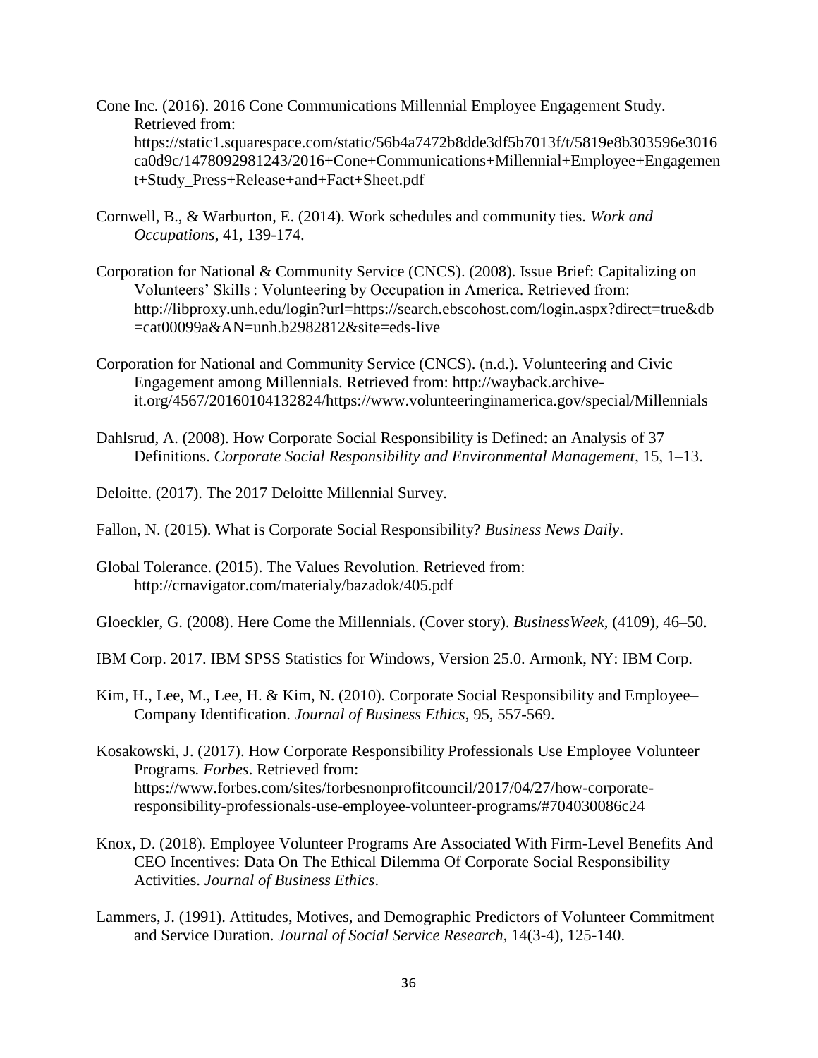Cone Inc. (2016). 2016 Cone Communications Millennial Employee Engagement Study. Retrieved from: https://static1.squarespace.com/static/56b4a7472b8dde3df5b7013f/t/5819e8b303596e3016ca0d9c/1478092981243/2016+Cone+Communications+Millennial+Employee+Engagement+Study_Press+Release+and+Fact+Sheet.pdf

Cornwell, B., & Warburton, E. (2014). Work schedules and community ties. *Work and Occupations*, 41, 139-174.

Corporation for National & Community Service (CNCS). (2008). Issue Brief: Capitalizing on Volunteers' Skills : Volunteering by Occupation in America. Retrieved from: http://libproxy.unh.edu/login?url=https://search.ebscohost.com/login.aspx?direct=true&db=cat00099a&AN=unh.b2982812&site=eds-live

Corporation for National and Community Service (CNCS). (n.d.). Volunteering and Civic Engagement among Millennials. Retrieved from: http://wayback.archive-it.org/4567/20160104132824/https://www.volunteeringinamerica.gov/special/Millennials

Dahlsrud, A. (2008). How Corporate Social Responsibility is Defined: an Analysis of 37 Definitions. *Corporate Social Responsibility and Environmental Management*, 15, 1–13.

Deloitte. (2017). The 2017 Deloitte Millennial Survey.

Fallon, N. (2015). What is Corporate Social Responsibility? *Business News Daily*.

Global Tolerance. (2015). The Values Revolution. Retrieved from: http://crnavigator.com/materialy/bazadok/405.pdf

Gloeckler, G. (2008). Here Come the Millennials. (Cover story). *BusinessWeek*, (4109), 46–50.

IBM Corp. 2017. IBM SPSS Statistics for Windows, Version 25.0. Armonk, NY: IBM Corp.

Kim, H., Lee, M., Lee, H. & Kim, N. (2010). Corporate Social Responsibility and Employee–Company Identification. *Journal of Business Ethics*, 95, 557-569.

Kosakowski, J. (2017). How Corporate Responsibility Professionals Use Employee Volunteer Programs. *Forbes*. Retrieved from: https://www.forbes.com/sites/forbesnonprofitcouncil/2017/04/27/how-corporate-responsibility-professionals-use-employee-volunteer-programs/#704030086c24

Knox, D. (2018). Employee Volunteer Programs Are Associated With Firm-Level Benefits And CEO Incentives: Data On The Ethical Dilemma Of Corporate Social Responsibility Activities. *Journal of Business Ethics*.

Lammers, J. (1991). Attitudes, Motives, and Demographic Predictors of Volunteer Commitment and Service Duration. *Journal of Social Service Research*, 14(3-4), 125-140.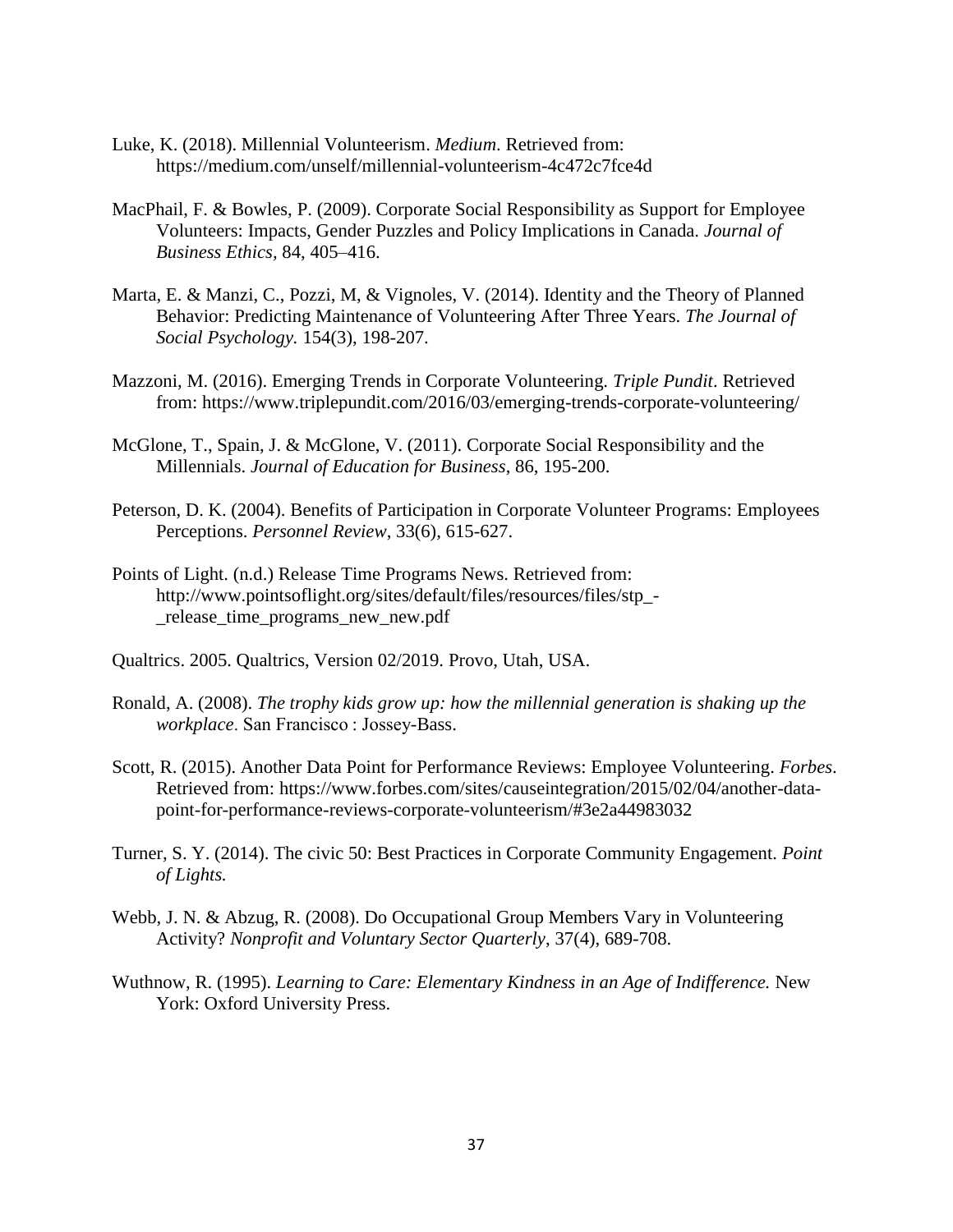Luke, K. (2018). Millennial Volunteerism. *Medium*. Retrieved from: https://medium.com/unself/millennial-volunteerism-4c472c7fce4d

MacPhail, F. & Bowles, P. (2009). Corporate Social Responsibility as Support for Employee Volunteers: Impacts, Gender Puzzles and Policy Implications in Canada. *Journal of Business Ethics*, 84, 405–416.

Marta, E. & Manzi, C., Pozzi, M, & Vignoles, V. (2014). Identity and the Theory of Planned Behavior: Predicting Maintenance of Volunteering After Three Years. *The Journal of Social Psychology.* 154(3), 198-207.

Mazzoni, M. (2016). Emerging Trends in Corporate Volunteering. *Triple Pundit*. Retrieved from: https://www.triplepundit.com/2016/03/emerging-trends-corporate-volunteering/

McGlone, T., Spain, J. & McGlone, V. (2011). Corporate Social Responsibility and the Millennials. *Journal of Education for Business*, 86, 195-200.

Peterson, D. K. (2004). Benefits of Participation in Corporate Volunteer Programs: Employees Perceptions. *Personnel Review*, 33(6), 615-627.

Points of Light. (n.d.) Release Time Programs News. Retrieved from: http://www.pointsoflight.org/sites/default/files/resources/files/stp_-_release_time_programs_new_new.pdf

Qualtrics. 2005. Qualtrics, Version 02/2019. Provo, Utah, USA.

Ronald, A. (2008). *The trophy kids grow up: how the millennial generation is shaking up the workplace*. San Francisco : Jossey-Bass.

Scott, R. (2015). Another Data Point for Performance Reviews: Employee Volunteering. *Forbes*. Retrieved from: https://www.forbes.com/sites/causeintegration/2015/02/04/another-data-point-for-performance-reviews-corporate-volunteerism/#3e2a44983032

Turner, S. Y. (2014). The civic 50: Best Practices in Corporate Community Engagement. *Point of Lights.*

Webb, J. N. & Abzug, R. (2008). Do Occupational Group Members Vary in Volunteering Activity? *Nonprofit and Voluntary Sector Quarterly*, 37(4), 689-708.

Wuthnow, R. (1995). *Learning to Care: Elementary Kindness in an Age of Indifference.* New York: Oxford University Press.